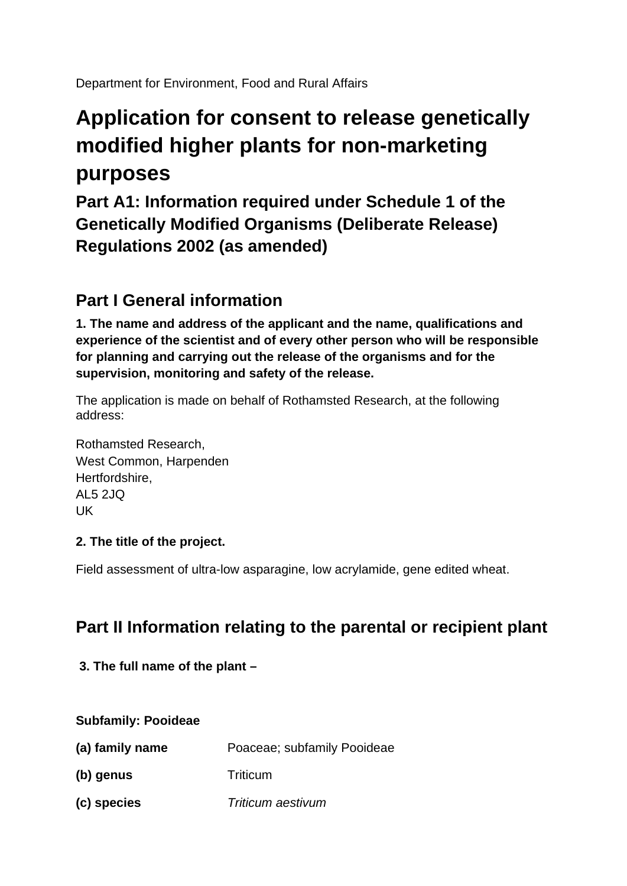Department for Environment, Food and Rural Affairs

# Application for consent to release genetically modified higher plants for non-marketing purposes

## Part A1: Information required under Schedule 1 of the Genetically Modified Organisms (Deliberate Release) Regulations 2002 (as amended)

## Part I General information

**1. The name and address of the applicant and the name, qualifications and experience of the scientist and of every other person who will be responsible for planning and carrying out the release of the organisms and for the supervision, monitoring and safety of the release.**

The application is made on behalf of Rothamsted Research, at the following address:

Rothamsted Research,
West Common, Harpenden
Hertfordshire,
AL5 2JQ
UK

**2. The title of the project.**

Field assessment of ultra-low asparagine, low acrylamide, gene edited wheat.

## Part II Information relating to the parental or recipient plant

**3. The full name of the plant –**

**Subfamily: Pooideae**

**(a) family name** Poaceae; subfamily Pooideae

**(b) genus** Triticum

**(c) species** *Triticum aestivum*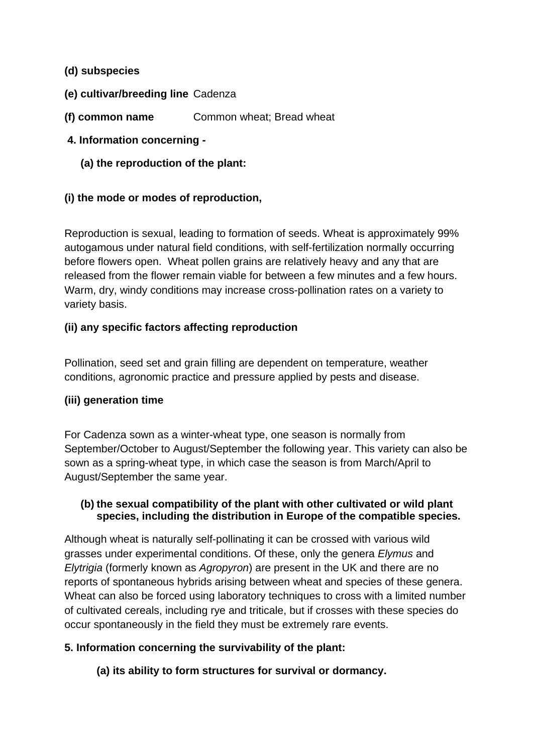**(d) subspecies**

**(e) cultivar/breeding line** Cadenza

**(f) common name** Common wheat; Bread wheat

**4. Information concerning -**

**(a) the reproduction of the plant:**

**(i) the mode or modes of reproduction,**

Reproduction is sexual, leading to formation of seeds. Wheat is approximately 99% autogamous under natural field conditions, with self-fertilization normally occurring before flowers open. Wheat pollen grains are relatively heavy and any that are released from the flower remain viable for between a few minutes and a few hours. Warm, dry, windy conditions may increase cross-pollination rates on a variety to variety basis.

**(ii) any specific factors affecting reproduction**

Pollination, seed set and grain filling are dependent on temperature, weather conditions, agronomic practice and pressure applied by pests and disease.

**(iii) generation time**

For Cadenza sown as a winter-wheat type, one season is normally from September/October to August/September the following year. This variety can also be sown as a spring-wheat type, in which case the season is from March/April to August/September the same year.

**(b) the sexual compatibility of the plant with other cultivated or wild plant species, including the distribution in Europe of the compatible species.**

Although wheat is naturally self-pollinating it can be crossed with various wild grasses under experimental conditions. Of these, only the genera *Elymus* and *Elytrigia* (formerly known as *Agropyron*) are present in the UK and there are no reports of spontaneous hybrids arising between wheat and species of these genera. Wheat can also be forced using laboratory techniques to cross with a limited number of cultivated cereals, including rye and triticale, but if crosses with these species do occur spontaneously in the field they must be extremely rare events.

**5. Information concerning the survivability of the plant:**

**(a) its ability to form structures for survival or dormancy.**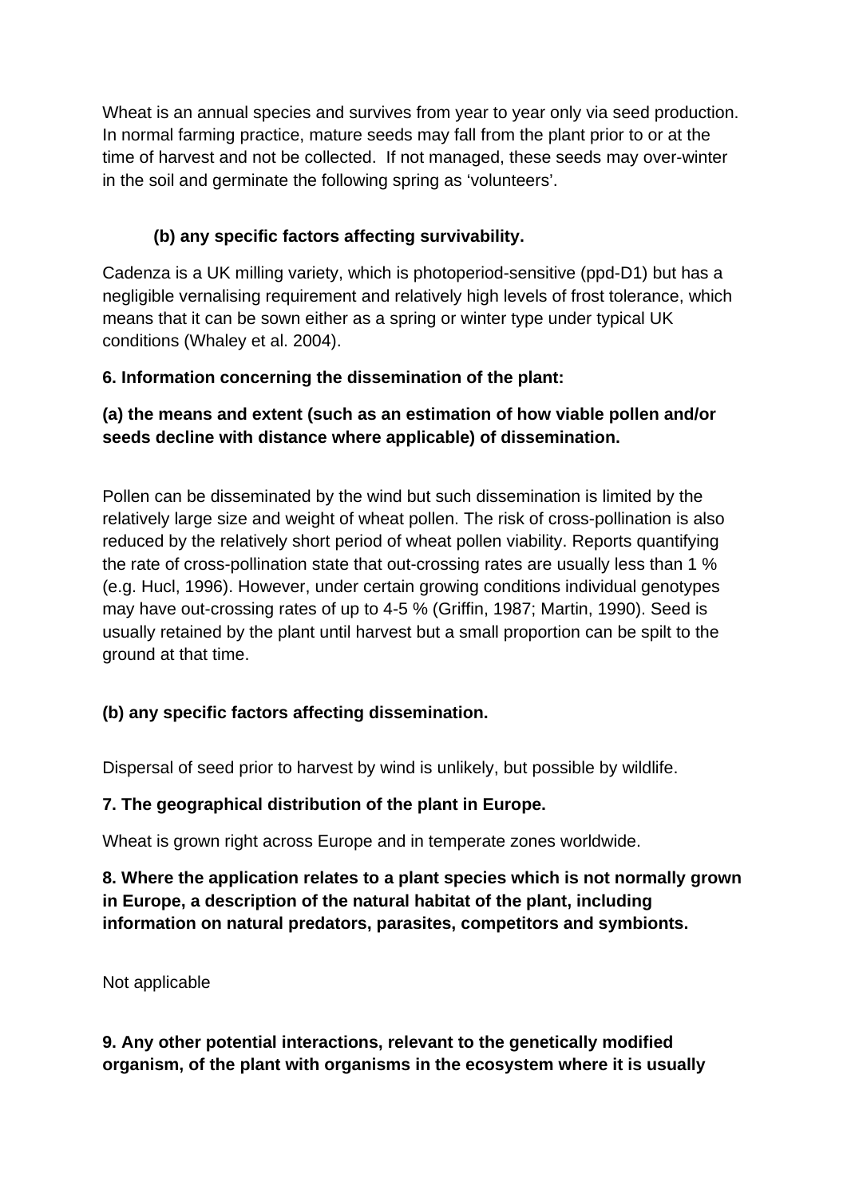Wheat is an annual species and survives from year to year only via seed production. In normal farming practice, mature seeds may fall from the plant prior to or at the time of harvest and not be collected. If not managed, these seeds may over-winter in the soil and germinate the following spring as 'volunteers'.

**(b) any specific factors affecting survivability.**

Cadenza is a UK milling variety, which is photoperiod-sensitive (ppd-D1) but has a negligible vernalising requirement and relatively high levels of frost tolerance, which means that it can be sown either as a spring or winter type under typical UK conditions (Whaley et al. 2004).

**6. Information concerning the dissemination of the plant:**

**(a) the means and extent (such as an estimation of how viable pollen and/or seeds decline with distance where applicable) of dissemination.**

Pollen can be disseminated by the wind but such dissemination is limited by the relatively large size and weight of wheat pollen. The risk of cross-pollination is also reduced by the relatively short period of wheat pollen viability. Reports quantifying the rate of cross-pollination state that out-crossing rates are usually less than 1 % (e.g. Hucl, 1996). However, under certain growing conditions individual genotypes may have out-crossing rates of up to 4-5 % (Griffin, 1987; Martin, 1990). Seed is usually retained by the plant until harvest but a small proportion can be spilt to the ground at that time.

**(b) any specific factors affecting dissemination.**

Dispersal of seed prior to harvest by wind is unlikely, but possible by wildlife.

**7. The geographical distribution of the plant in Europe.**

Wheat is grown right across Europe and in temperate zones worldwide.

**8. Where the application relates to a plant species which is not normally grown in Europe, a description of the natural habitat of the plant, including information on natural predators, parasites, competitors and symbionts.**

Not applicable

**9. Any other potential interactions, relevant to the genetically modified organism, of the plant with organisms in the ecosystem where it is usually**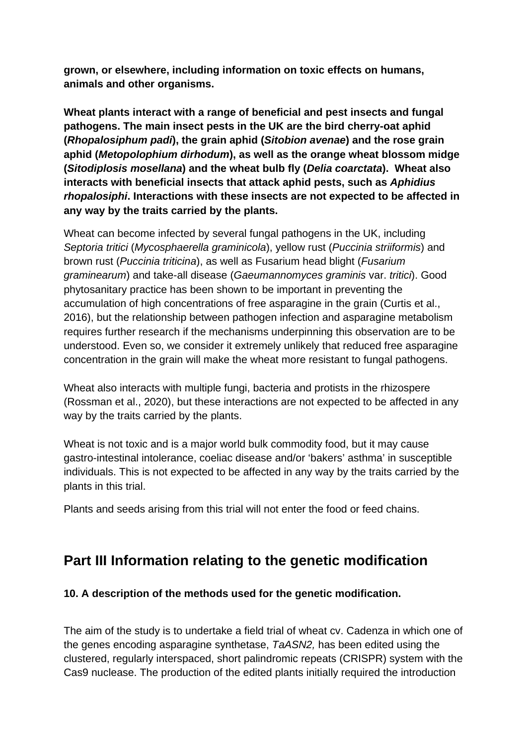**grown, or elsewhere, including information on toxic effects on humans, animals and other organisms.**

**Wheat plants interact with a range of beneficial and pest insects and fungal pathogens. The main insect pests in the UK are the bird cherry-oat aphid (*Rhopalosiphum padi*), the grain aphid (*Sitobion avenae*) and the rose grain aphid (*Metopolophium dirhodum*), as well as the orange wheat blossom midge (*Sitodiplosis mosellana*) and the wheat bulb fly (*Delia coarctata*). Wheat also interacts with beneficial insects that attack aphid pests, such as *Aphidius rhopalosiphi*. Interactions with these insects are not expected to be affected in any way by the traits carried by the plants.**

Wheat can become infected by several fungal pathogens in the UK, including *Septoria tritici* (*Mycosphaerella graminicola*), yellow rust (*Puccinia striiformis*) and brown rust (*Puccinia triticina*), as well as Fusarium head blight (*Fusarium graminearum*) and take-all disease (*Gaeumannomyces graminis* var. *tritici*). Good phytosanitary practice has been shown to be important in preventing the accumulation of high concentrations of free asparagine in the grain (Curtis et al., 2016), but the relationship between pathogen infection and asparagine metabolism requires further research if the mechanisms underpinning this observation are to be understood. Even so, we consider it extremely unlikely that reduced free asparagine concentration in the grain will make the wheat more resistant to fungal pathogens.

Wheat also interacts with multiple fungi, bacteria and protists in the rhizospere (Rossman et al., 2020), but these interactions are not expected to be affected in any way by the traits carried by the plants.

Wheat is not toxic and is a major world bulk commodity food, but it may cause gastro-intestinal intolerance, coeliac disease and/or 'bakers' asthma' in susceptible individuals. This is not expected to be affected in any way by the traits carried by the plants in this trial.

Plants and seeds arising from this trial will not enter the food or feed chains.

## Part III Information relating to the genetic modification

**10. A description of the methods used for the genetic modification.**

The aim of the study is to undertake a field trial of wheat cv. Cadenza in which one of the genes encoding asparagine synthetase, *TaASN2,* has been edited using the clustered, regularly interspaced, short palindromic repeats (CRISPR) system with the Cas9 nuclease. The production of the edited plants initially required the introduction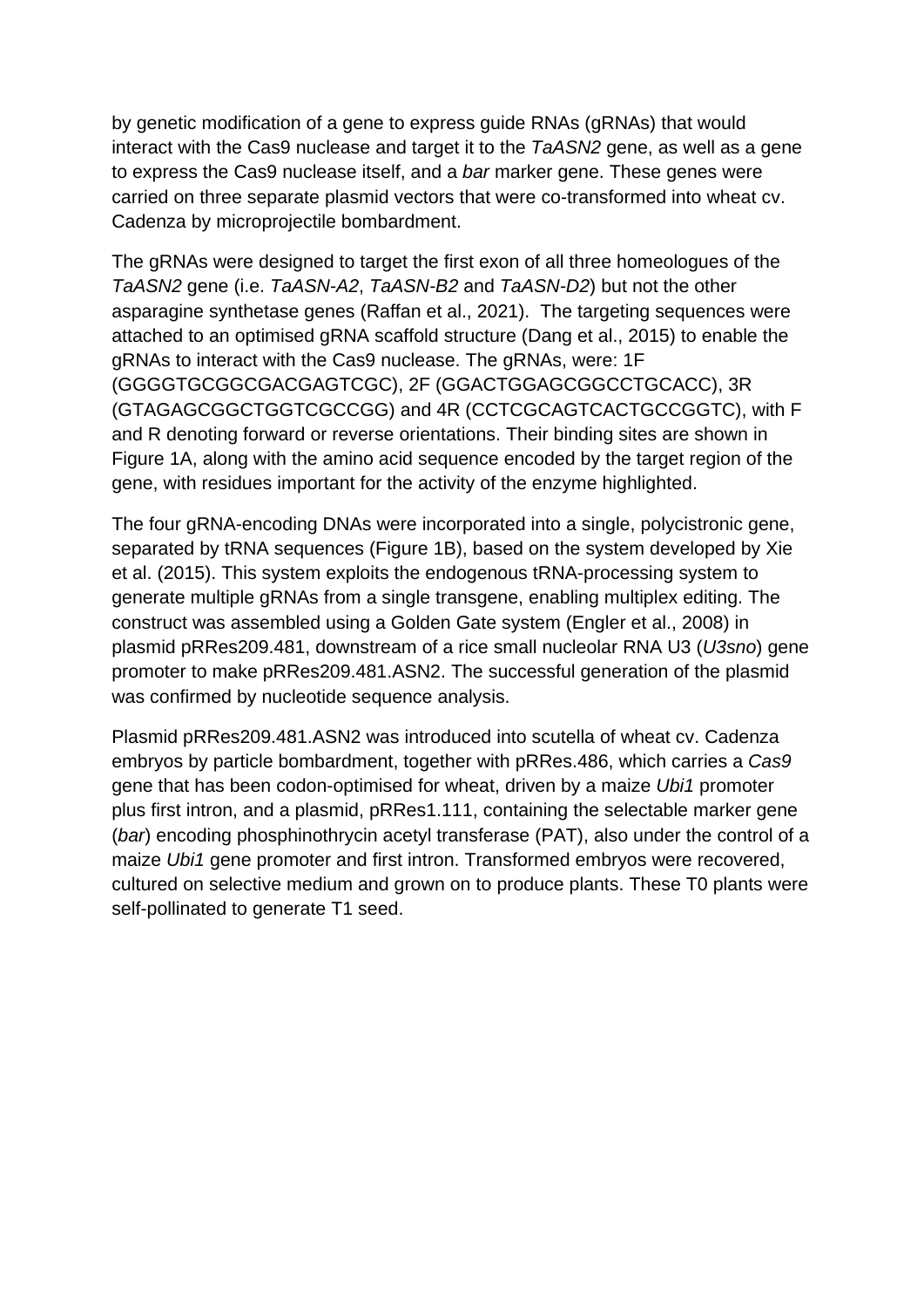by genetic modification of a gene to express guide RNAs (gRNAs) that would interact with the Cas9 nuclease and target it to the *TaASN2* gene, as well as a gene to express the Cas9 nuclease itself, and a *bar* marker gene. These genes were carried on three separate plasmid vectors that were co-transformed into wheat cv. Cadenza by microprojectile bombardment.

The gRNAs were designed to target the first exon of all three homeologues of the *TaASN2* gene (i.e. *TaASN-A2*, *TaASN-B2* and *TaASN-D2*) but not the other asparagine synthetase genes (Raffan et al., 2021). The targeting sequences were attached to an optimised gRNA scaffold structure (Dang et al., 2015) to enable the gRNAs to interact with the Cas9 nuclease. The gRNAs, were: 1F (GGGGTGCGGCGACGAGTCGC), 2F (GGACTGGAGCGGCCTGCACC), 3R (GTAGAGCGGCTGGTCGCCGG) and 4R (CCTCGCAGTCACTGCCGGTC), with F and R denoting forward or reverse orientations. Their binding sites are shown in Figure 1A, along with the amino acid sequence encoded by the target region of the gene, with residues important for the activity of the enzyme highlighted.

The four gRNA-encoding DNAs were incorporated into a single, polycistronic gene, separated by tRNA sequences (Figure 1B), based on the system developed by Xie et al. (2015). This system exploits the endogenous tRNA-processing system to generate multiple gRNAs from a single transgene, enabling multiplex editing. The construct was assembled using a Golden Gate system (Engler et al., 2008) in plasmid pRRes209.481, downstream of a rice small nucleolar RNA U3 (*U3sno*) gene promoter to make pRRes209.481.ASN2. The successful generation of the plasmid was confirmed by nucleotide sequence analysis.

Plasmid pRRes209.481.ASN2 was introduced into scutella of wheat cv. Cadenza embryos by particle bombardment, together with pRRes.486, which carries a *Cas9* gene that has been codon-optimised for wheat, driven by a maize *Ubi1* promoter plus first intron, and a plasmid, pRRes1.111, containing the selectable marker gene (*bar*) encoding phosphinothrycin acetyl transferase (PAT), also under the control of a maize *Ubi1* gene promoter and first intron. Transformed embryos were recovered, cultured on selective medium and grown on to produce plants. These T0 plants were self-pollinated to generate T1 seed.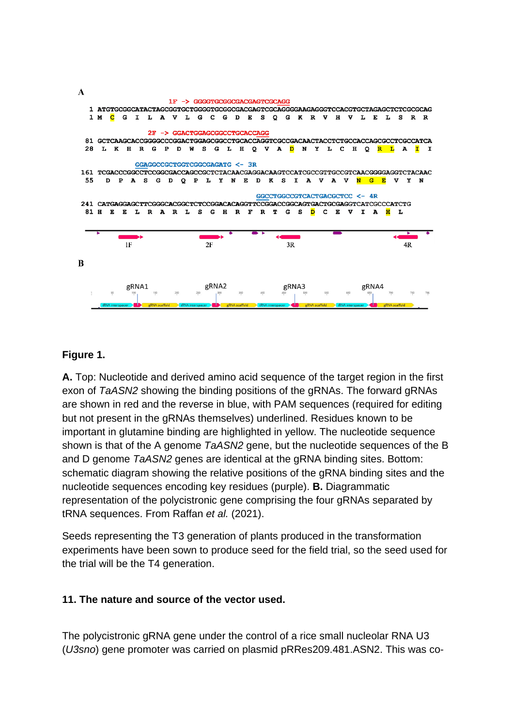**A**

1F -> GGGGTGCGGCGACGAGTCGCAGG

```
  1 ATGTGCGGCATACTAGCGGTGCTGGGGTGCGGCGACGAGTCGCAGGGGAAGAGGGTCCACGTGCTAGAGCTCTCGCGCAG
  1 M  C  G  I  L  A  V  L  G  C  G  D  E  S  Q  G  K  R  V  H  V  L  E  L  S  R  R
```

2F -> GGACTGGAGCGGCCTGCACCAGG

```
 81 GCTCAAGCACCGGGGCCCGGACTGGAGCGGCCTGCACCAGGTCGCCGACAACTACCTCTGCCACCAGCGCCTCGCCATCA
 28  L  K  H  R  G  P  D  W  S  G  L  H  Q  V  A  D  N  Y  L  C  H  Q  R  L  A  I  I
```

GGAGGCCGCTGGTCGGCGAGATG <- 3R

```
161 TCGACCCGGCCTCCGGCGACCAGCCGCTCTACAACGAGGACAAGTCCATCGCCGTTGCCGTCAACGGGGAGGTCTACAAC
 55  D  P  A  S  G  D  Q  P  L  Y  N  E  D  K  S  I  A  V  A  V  N  G  E  V  Y  N
```

GGCCTGGCCGTCACTGACGCTCC <- 4R

```
241 CATGAGGAGCTTCGGGCACGGCTCTCCGGACACAGGTTCCGGACCGGCAGTGACTGCGAGGTCATCGCCCATCTG
 81 H  E  E  L  R  A  R  L  S  G  H  R  F  R  T  G  S  D  C  E  V  I  A  H  L
```

1F 2F 3R 4R

**B**

gRNA1 gRNA2 gRNA3 gRNA4

tRNA interspacer gRNA scaffold tRNA interspacer gRNA scaffold tRNA interspacer gRNA scaffold tRNA interspacer gRNA scaffold

**Figure 1.**

**A.** Top: Nucleotide and derived amino acid sequence of the target region in the first exon of *TaASN2* showing the binding positions of the gRNAs. The forward gRNAs are shown in red and the reverse in blue, with PAM sequences (required for editing but not present in the gRNAs themselves) underlined. Residues known to be important in glutamine binding are highlighted in yellow. The nucleotide sequence shown is that of the A genome *TaASN2* gene, but the nucleotide sequences of the B and D genome *TaASN2* genes are identical at the gRNA binding sites. Bottom: schematic diagram showing the relative positions of the gRNA binding sites and the nucleotide sequences encoding key residues (purple). **B.** Diagrammatic representation of the polycistronic gene comprising the four gRNAs separated by tRNA sequences. From Raffan *et al.* (2021).

Seeds representing the T3 generation of plants produced in the transformation experiments have been sown to produce seed for the field trial, so the seed used for the trial will be the T4 generation.

### 11. The nature and source of the vector used.

The polycistronic gRNA gene under the control of a rice small nucleolar RNA U3 (*U3sno*) gene promoter was carried on plasmid pRRes209.481.ASN2. This was co-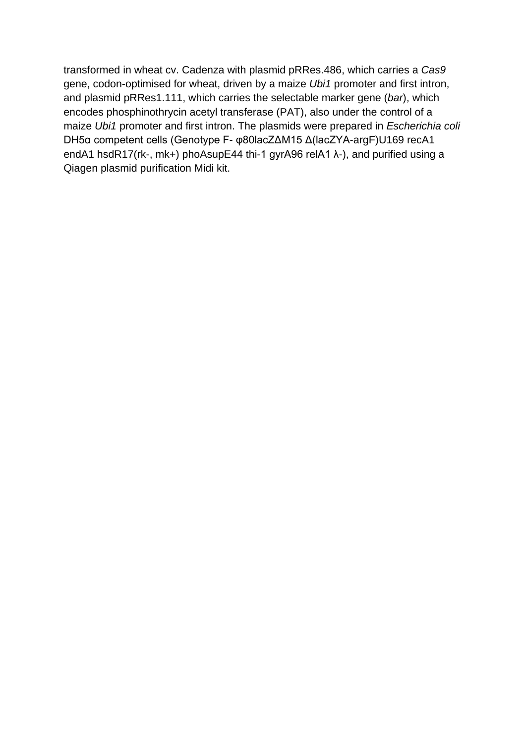transformed in wheat cv. Cadenza with plasmid pRRes.486, which carries a *Cas9* gene, codon-optimised for wheat, driven by a maize *Ubi1* promoter and first intron, and plasmid pRRes1.111, which carries the selectable marker gene (*bar*), which encodes phosphinothrycin acetyl transferase (PAT), also under the control of a maize *Ubi1* promoter and first intron. The plasmids were prepared in *Escherichia coli* DH5α competent cells (Genotype F- φ80lacZΔM15 Δ(lacZYA-argF)U169 recA1 endA1 hsdR17(rk-, mk+) phoAsupE44 thi-1 gyrA96 relA1 λ-), and purified using a Qiagen plasmid purification Midi kit.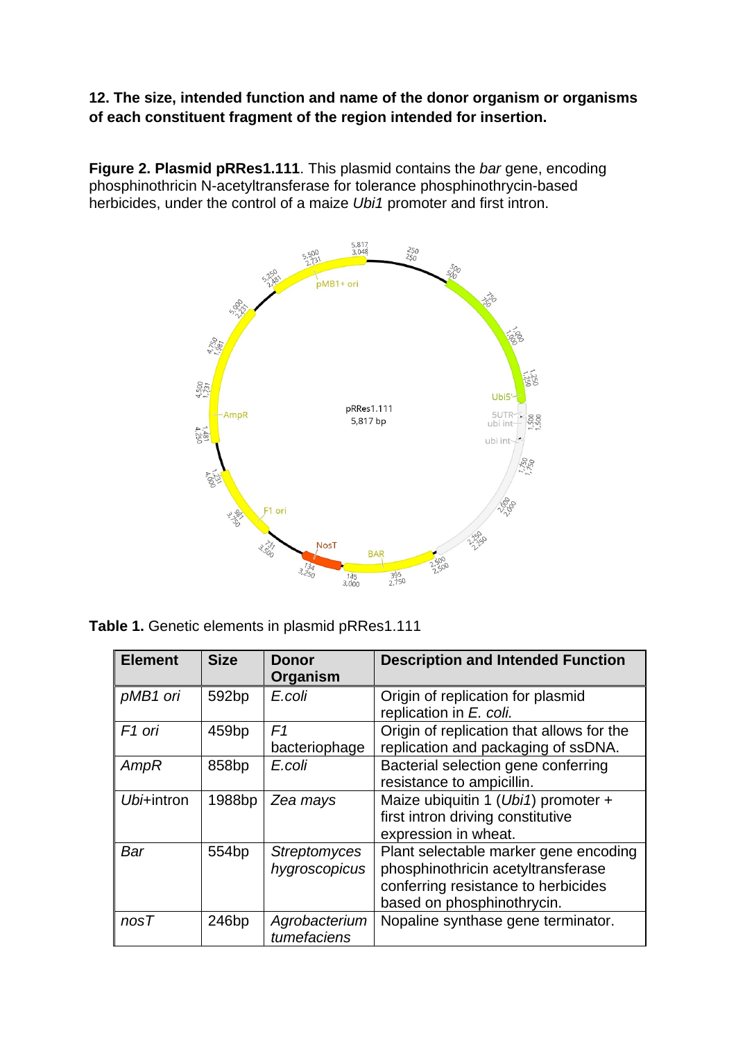**12. The size, intended function and name of the donor organism or organisms of each constituent fragment of the region intended for insertion.**

**Figure 2. Plasmid pRRes1.111**. This plasmid contains the *bar* gene, encoding phosphinothricin N-acetyltransferase for tolerance phosphinothrycin-based herbicides, under the control of a maize *Ubi1* promoter and first intron.

**Table 1.** Genetic elements in plasmid pRRes1.111

| Element | Size | Donor Organism | Description and Intended Function |
|---|---|---|---|
| *pMB1 ori* | 592bp | *E.coli* | Origin of replication for plasmid replication in *E. coli.* |
| *F1 ori* | 459bp | *F1* bacteriophage | Origin of replication that allows for the replication and packaging of ssDNA. |
| *AmpR* | 858bp | *E.coli* | Bacterial selection gene conferring resistance to ampicillin. |
| *Ubi*+intron | 1988bp | *Zea mays* | Maize ubiquitin 1 (*Ubi1*) promoter + first intron driving constitutive expression in wheat. |
| *Bar* | 554bp | *Streptomyces hygroscopicus* | Plant selectable marker gene encoding phosphinothricin acetyltransferase conferring resistance to herbicides based on phosphinothrycin. |
| *nosT* | 246bp | *Agrobacterium tumefaciens* | Nopaline synthase gene terminator. |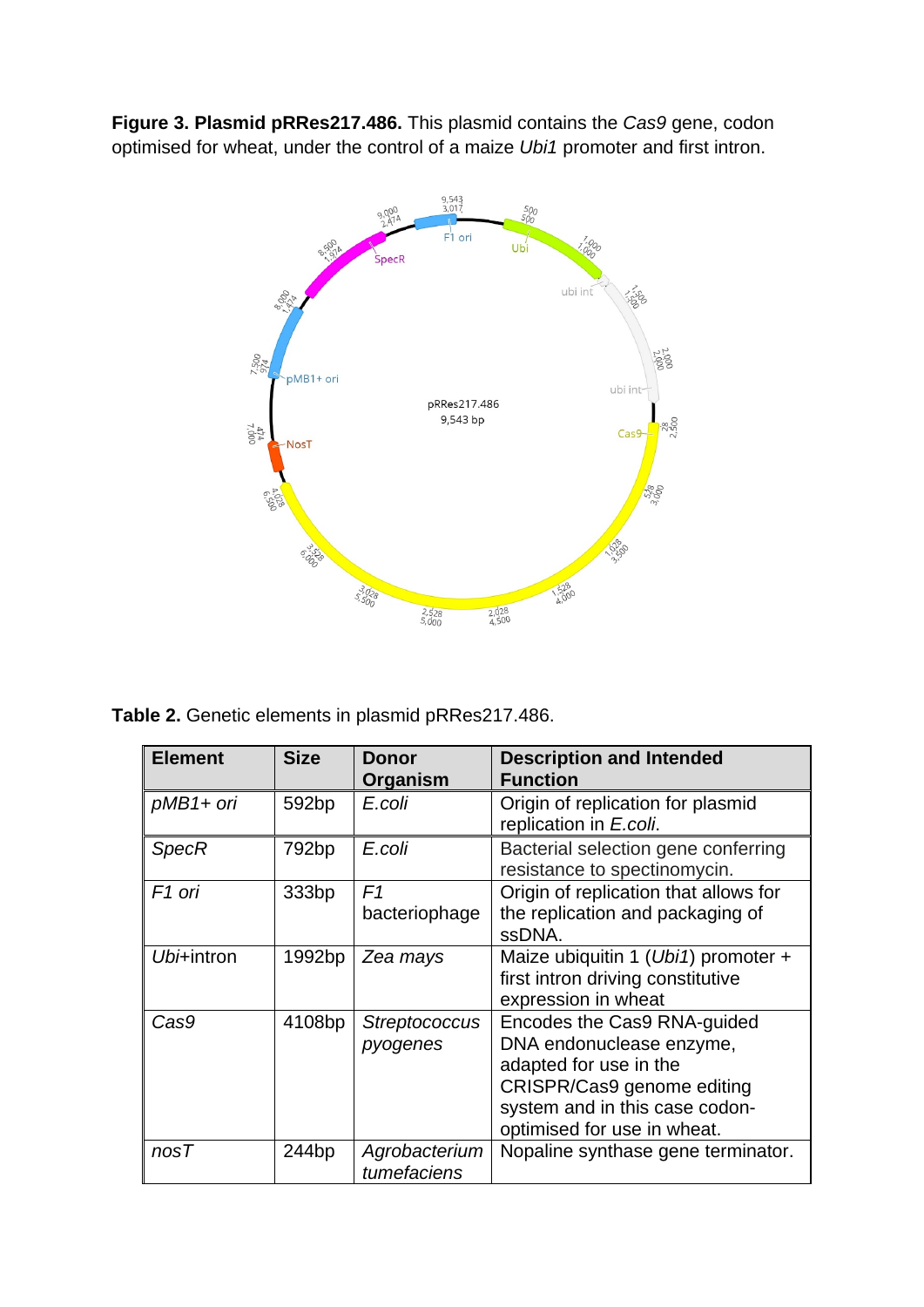**Figure 3. Plasmid pRRes217.486.** This plasmid contains the *Cas9* gene, codon optimised for wheat, under the control of a maize *Ubi1* promoter and first intron.

**Table 2.** Genetic elements in plasmid pRRes217.486.

| Element | Size | Donor Organism | Description and Intended Function |
|---|---|---|---|
| *pMB1+ ori* | 592bp | *E.coli* | Origin of replication for plasmid replication in *E.coli*. |
| *SpecR* | 792bp | *E.coli* | Bacterial selection gene conferring resistance to spectinomycin. |
| *F1 ori* | 333bp | *F1* bacteriophage | Origin of replication that allows for the replication and packaging of ssDNA. |
| *Ubi*+intron | 1992bp | *Zea mays* | Maize ubiquitin 1 (*Ubi1*) promoter + first intron driving constitutive expression in wheat |
| *Cas9* | 4108bp | *Streptococcus pyogenes* | Encodes the Cas9 RNA-guided DNA endonuclease enzyme, adapted for use in the CRISPR/Cas9 genome editing system and in this case codon-optimised for use in wheat. |
| *nosT* | 244bp | *Agrobacterium tumefaciens* | Nopaline synthase gene terminator. |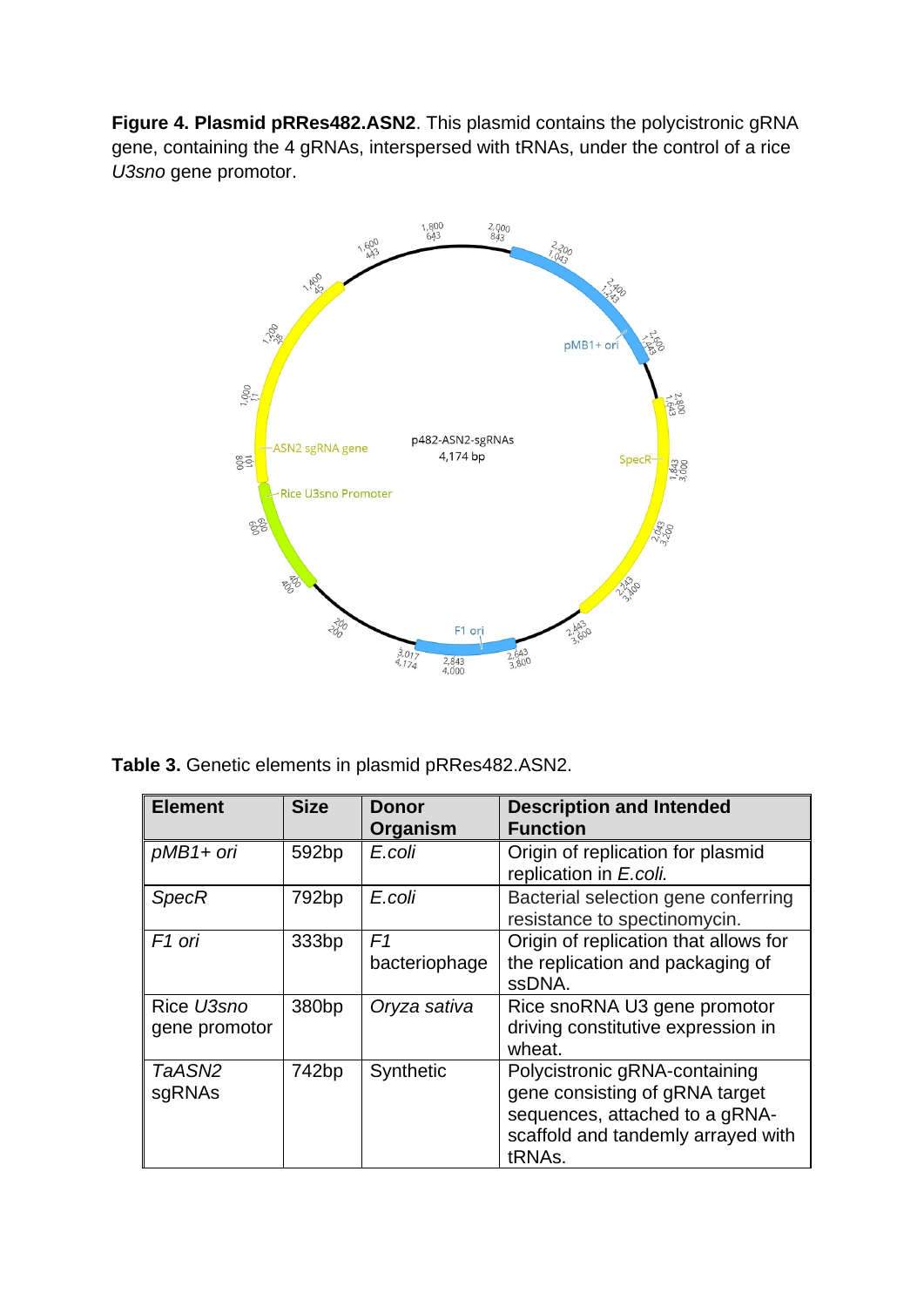**Figure 4. Plasmid pRRes482.ASN2**. This plasmid contains the polycistronic gRNA gene, containing the 4 gRNAs, interspersed with tRNAs, under the control of a rice *U3sno* gene promotor.

**Table 3.** Genetic elements in plasmid pRRes482.ASN2.

| Element | Size | Donor Organism | Description and Intended Function |
|---|---|---|---|
| *pMB1+ ori* | 592bp | *E.coli* | Origin of replication for plasmid replication in *E.coli.* |
| *SpecR* | 792bp | *E.coli* | Bacterial selection gene conferring resistance to spectinomycin. |
| *F1 ori* | 333bp | *F1* bacteriophage | Origin of replication that allows for the replication and packaging of ssDNA. |
| Rice *U3sno* gene promotor | 380bp | *Oryza sativa* | Rice snoRNA U3 gene promotor driving constitutive expression in wheat. |
| *TaASN2* sgRNAs | 742bp | Synthetic | Polycistronic gRNA-containing gene consisting of gRNA target sequences, attached to a gRNA-scaffold and tandemly arrayed with tRNAs. |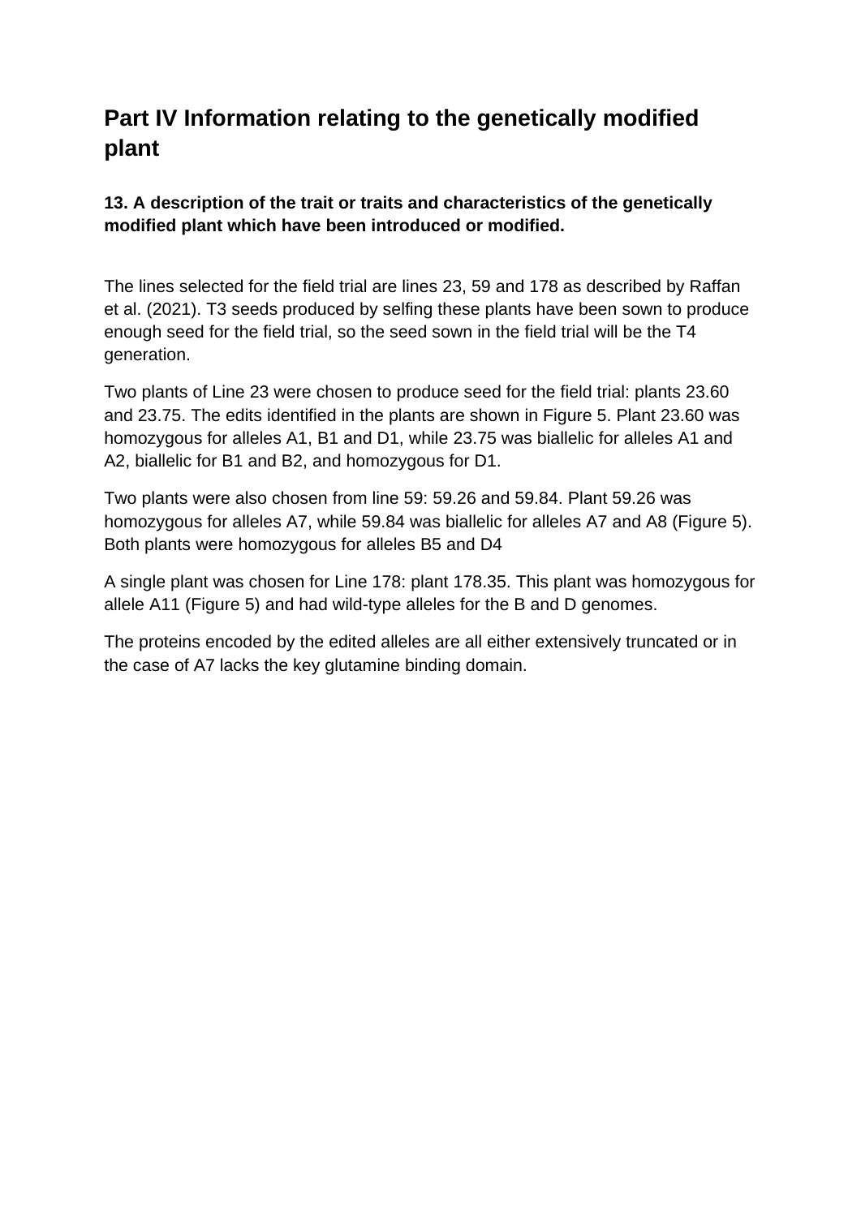# Part IV Information relating to the genetically modified plant

### 13. A description of the trait or traits and characteristics of the genetically modified plant which have been introduced or modified.

The lines selected for the field trial are lines 23, 59 and 178 as described by Raffan et al. (2021). T3 seeds produced by selfing these plants have been sown to produce enough seed for the field trial, so the seed sown in the field trial will be the T4 generation.

Two plants of Line 23 were chosen to produce seed for the field trial: plants 23.60 and 23.75. The edits identified in the plants are shown in Figure 5. Plant 23.60 was homozygous for alleles A1, B1 and D1, while 23.75 was biallelic for alleles A1 and A2, biallelic for B1 and B2, and homozygous for D1.

Two plants were also chosen from line 59: 59.26 and 59.84. Plant 59.26 was homozygous for alleles A7, while 59.84 was biallelic for alleles A7 and A8 (Figure 5). Both plants were homozygous for alleles B5 and D4

A single plant was chosen for Line 178: plant 178.35. This plant was homozygous for allele A11 (Figure 5) and had wild-type alleles for the B and D genomes.

The proteins encoded by the edited alleles are all either extensively truncated or in the case of A7 lacks the key glutamine binding domain.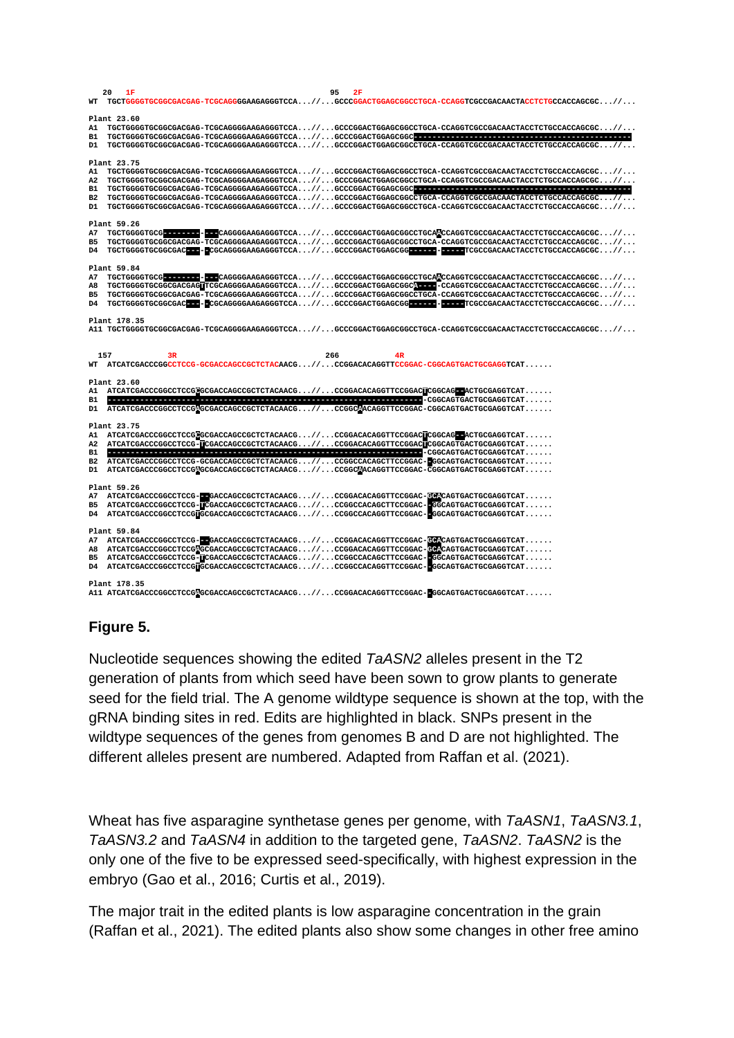```
   20  1F                                                95  2F
WT  TGCTGGGGTGCGGCGACGAG-TCGCAGGGGAAGAGGGTCCA...//...GCCCGGACTGGAGCGGCCTGCA-CCAGGTCGCCGACAACTACCTCTGCCACCAGCGC...//...

Plant 23.60
A1  TGCTGGGGTGCGGCGACGAG-TCGCAGGGGAAGAGGGTCCA...//...GCCCGGACTGGAGCGGCCTGCA-CCAGGTCGCCGACAACTACCTCTGCCACCAGCGC...//...
B1  TGCTGGGGTGCGGCGACGAG-TCGCAGGGGAAGAGGGTCCA...//...GCCCGGACTGGAGCGGC---------------------------------------------------
D1  TGCTGGGGTGCGGCGACGAG-TCGCAGGGGAAGAGGGTCCA...//...GCCCGGACTGGAGCGGCCTGCA-CCAGGTCGCCGACAACTACCTCTGCCACCAGCGC...//...

Plant 23.75
A1  TGCTGGGGTGCGGCGACGAG-TCGCAGGGGAAGAGGGTCCA...//...GCCCGGACTGGAGCGGCCTGCA-CCAGGTCGCCGACAACTACCTCTGCCACCAGCGC...//...
A2  TGCTGGGGTGCGGCGACGAG-TCGCAGGGGAAGAGGGTCCA...//...GCCCGGACTGGAGCGGCCTGCA-CCAGGTCGCCGACAACTACCTCTGCCACCAGCGC...//...
B1  TGCTGGGGTGCGGCGACGAG-TCGCAGGGGAAGAGGGTCCA...//...GCCCGGACTGGAGCGGC---------------------------------------------------
B2  TGCTGGGGTGCGGCGACGAG-TCGCAGGGGAAGAGGGTCCA...//...GCCCGGACTGGAGCGGCCTGCA-CCAGGTCGCCGACAACTACCTCTGCCACCAGCGC...//...
D1  TGCTGGGGTGCGGCGACGAG-TCGCAGGGGAAGAGGGTCCA...//...GCCCGGACTGGAGCGGCCTGCA-CCAGGTCGCCGACAACTACCTCTGCCACCAGCGC...//...

Plant 59.26
A7  TGCTGGGGTGCG------------CAGGGGAAGAGGGTCCA...//...GCCCGGACTGGAGCGGCCTGCAACCAGGTCGCCGACAACTACCTCTGCCACCAGCGC...//...
B5  TGCTGGGGTGCGGCGACGAG-TCGCAGGGGAAGAGGGTCCA...//...GCCCGGACTGGAGCGGCCTGCA-CCAGGTCGCCGACAACTACCTCTGCCACCAGCGC...//...
D4  TGCTGGGGTGCGGCGAC-----CGCAGGGGAAGAGGGTCCA...//...GCCCGGACTGGAGCGG------------TCGCCGACAACTACCTCTGCCACCAGCGC...//...

Plant 59.84
A7  TGCTGGGGTGCG------------CAGGGGAAGAGGGTCCA...//...GCCCGGACTGGAGCGGCCTGCAACCAGGTCGCCGACAACTACCTCTGCCACCAGCGC...//...
A8  TGCTGGGGTGCGGCGACGAGTTCGCAGGGGAAGAGGGTCCA...//...GCCCGGACTGGAGCGGCA-----CCAGGTCGCCGACAACTACCTCTGCCACCAGCGC...//...
B5  TGCTGGGGTGCGGCGACGAG-TCGCAGGGGAAGAGGGTCCA...//...GCCCGGACTGGAGCGGCCTGCA-CCAGGTCGCCGACAACTACCTCTGCCACCAGCGC...//...
D4  TGCTGGGGTGCGGCGAC-----CGCAGGGGAAGAGGGTCCA...//...GCCCGGACTGGAGCGG------------TCGCCGACAACTACCTCTGCCACCAGCGC...//...

Plant 178.35
A11 TGCTGGGGTGCGGCGACGAG-TCGCAGGGGAAGAGGGTCCA...//...GCCCGGACTGGAGCGGCCTGCA-CCAGGTCGCCGACAACTACCTCTGCCACCAGCGC...//...


   157        3R                                       266        4R
WT  ATCATCGACCCGGCCTCCG-GCGACCAGCCGCTCTACAACG...//...CCGGACACAGGTTCCGGAC-CGGCAGTGACTGCGAGGTCAT......

Plant 23.60
A1  ATCATCGACCCGGCCTCCGCGCGACCAGCCGCTCTACAACG...//...CCGGACACAGGTTCCGGACTCGGCAG--ACTGCGAGGTCAT......
B1  ----------------------------------------------------------------------CGGCAGTGACTGCGAGGTCAT......
D1  ATCATCGACCCGGCCTCCGAGCGACCAGCCGCTCTACAACG...//...CCGGCAACAGGTTCCGGAC-CGGCAGTGACTGCGAGGTCAT......

Plant 23.75
A1  ATCATCGACCCGGCCTCCGCGCGACCAGCCGCTCTACAACG...//...CCGGACACAGGTTCCGGACTCGGCAG--ACTGCGAGGTCAT......
A2  ATCATCGACCCGGCCTCCG-TCGACCAGCCGCTCTACAACG...//...CCGGACACAGGTTCCGGACTCGGCAGTGACTGCGAGGTCAT......
B1  ----------------------------------------------------------------------CGGCAGTGACTGCGAGGTCAT......
B2  ATCATCGACCCGGCCTCCG-GCGACCAGCCGCTCTACAACG...//...CCGGCCACAGCTTCCGGAC--GGCAGTGACTGCGAGGTCAT......
D1  ATCATCGACCCGGCCTCCGAGCGACCAGCCGCTCTACAACG...//...CCGGCAACAGGTTCCGGAC-CGGCAGTGACTGCGAGGTCAT......

Plant 59.26
A7  ATCATCGACCCGGCCTCCG---GACCAGCCGCTCTACAACG...//...CCGGACACAGGTTCCGGAC-GCACAGTGACTGCGAGGTCAT......
B5  ATCATCGACCCGGCCTCCG-TCGACCAGCCGCTCTACAACG...//...CCGGCCACAGCTTCCGGAC--GGCAGTGACTGCGAGGTCAT......
D4  ATCATCGACCCGGCCTCCGTGCGACCAGCCGCTCTACAACG...//...CCGGCCACAGGTTCCGGAC--GGCAGTGACTGCGAGGTCAT......

Plant 59.84
A7  ATCATCGACCCGGCCTCCG---GACCAGCCGCTCTACAACG...//...CCGGACACAGGTTCCGGAC-GCACAGTGACTGCGAGGTCAT......
A8  ATCATCGACCCGGCCTCCGAGCGACCAGCCGCTCTACAACG...//...CCGGACACAGGTTCCGGAC-GCACAGTGACTGCGAGGTCAT......
B5  ATCATCGACCCGGCCTCCG-TCGACCAGCCGCTCTACAACG...//...CCGGCCACAGCTTCCGGAC--GGCAGTGACTGCGAGGTCAT......
D4  ATCATCGACCCGGCCTCCGTGCGACCAGCCGCTCTACAACG...//...CCGGCCACAGGTTCCGGAC--GGCAGTGACTGCGAGGTCAT......

Plant 178.35
A11 ATCATCGACCCGGCCTCCGAGCGACCAGCCGCTCTACAACG...//...CCGGACACAGGTTCCGGAC--GGCAGTGACTGCGAGGTCAT......
```

**Figure 5.**

Nucleotide sequences showing the edited *TaASN2* alleles present in the T2 generation of plants from which seed have been sown to grow plants to generate seed for the field trial. The A genome wildtype sequence is shown at the top, with the gRNA binding sites in red. Edits are highlighted in black. SNPs present in the wildtype sequences of the genes from genomes B and D are not highlighted. The different alleles present are numbered. Adapted from Raffan et al. (2021).

Wheat has five asparagine synthetase genes per genome, with *TaASN1*, *TaASN3.1*, *TaASN3.2* and *TaASN4* in addition to the targeted gene, *TaASN2*. *TaASN2* is the only one of the five to be expressed seed-specifically, with highest expression in the embryo (Gao et al., 2016; Curtis et al., 2019).

The major trait in the edited plants is low asparagine concentration in the grain (Raffan et al., 2021). The edited plants also show some changes in other free amino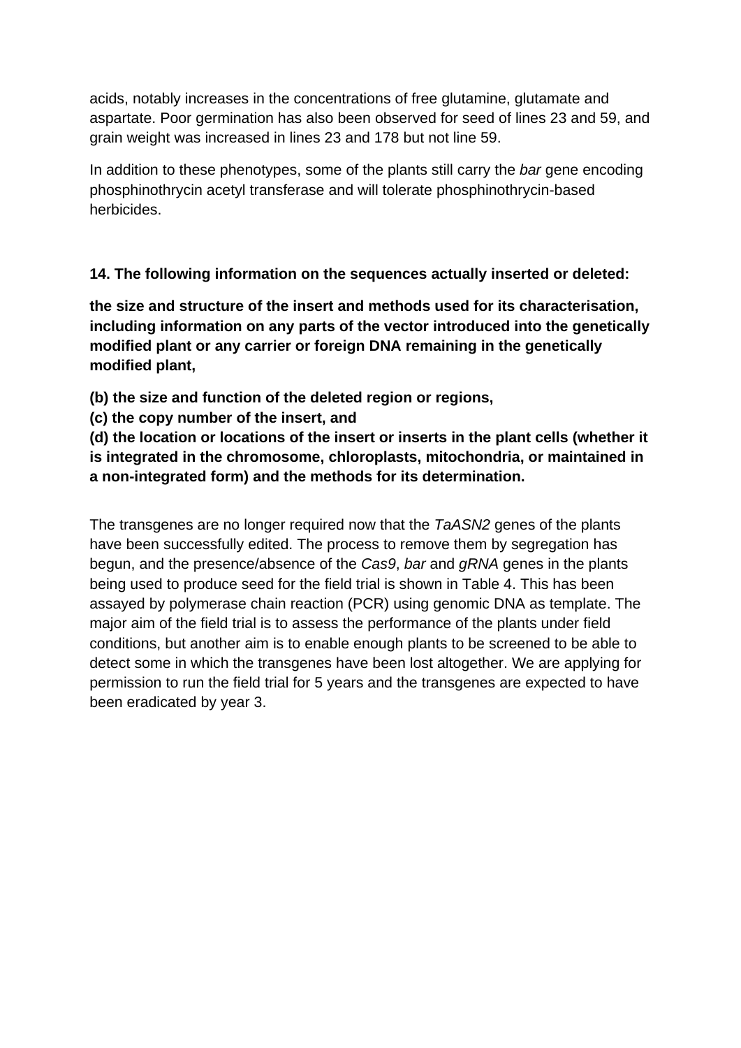acids, notably increases in the concentrations of free glutamine, glutamate and aspartate. Poor germination has also been observed for seed of lines 23 and 59, and grain weight was increased in lines 23 and 178 but not line 59.

In addition to these phenotypes, some of the plants still carry the *bar* gene encoding phosphinothrycin acetyl transferase and will tolerate phosphinothrycin-based herbicides.

**14. The following information on the sequences actually inserted or deleted:**

**the size and structure of the insert and methods used for its characterisation, including information on any parts of the vector introduced into the genetically modified plant or any carrier or foreign DNA remaining in the genetically modified plant,**

**(b) the size and function of the deleted region or regions,**
**(c) the copy number of the insert, and**
**(d) the location or locations of the insert or inserts in the plant cells (whether it is integrated in the chromosome, chloroplasts, mitochondria, or maintained in a non-integrated form) and the methods for its determination.**

The transgenes are no longer required now that the *TaASN2* genes of the plants have been successfully edited. The process to remove them by segregation has begun, and the presence/absence of the *Cas9*, *bar* and *gRNA* genes in the plants being used to produce seed for the field trial is shown in Table 4. This has been assayed by polymerase chain reaction (PCR) using genomic DNA as template. The major aim of the field trial is to assess the performance of the plants under field conditions, but another aim is to enable enough plants to be screened to be able to detect some in which the transgenes have been lost altogether. We are applying for permission to run the field trial for 5 years and the transgenes are expected to have been eradicated by year 3.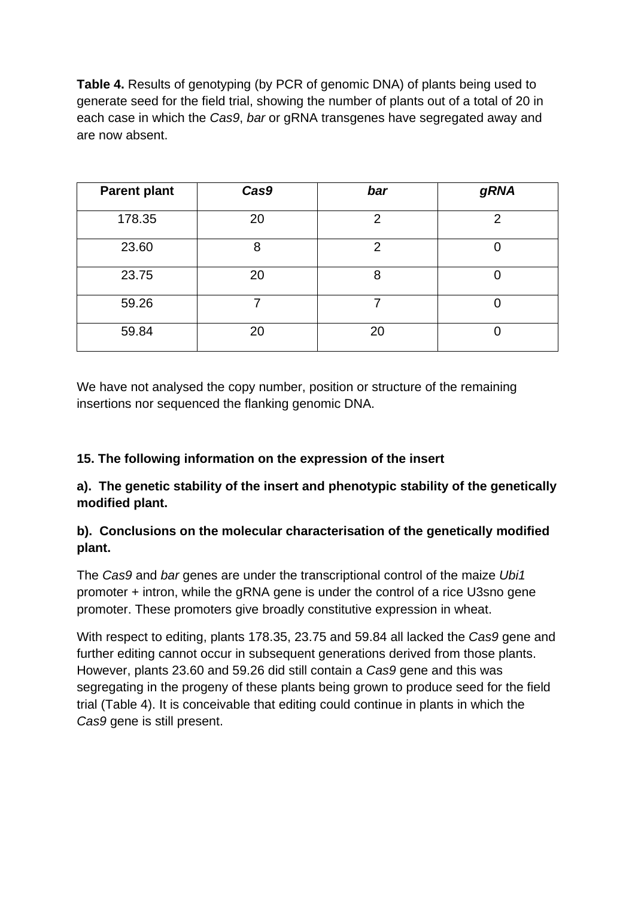**Table 4.** Results of genotyping (by PCR of genomic DNA) of plants being used to generate seed for the field trial, showing the number of plants out of a total of 20 in each case in which the *Cas9*, *bar* or gRNA transgenes have segregated away and are now absent.

| Parent plant | *Cas9* | *bar* | *gRNA* |
|---|---|---|---|
| 178.35 | 20 | 2 | 2 |
| 23.60 | 8 | 2 | 0 |
| 23.75 | 20 | 8 | 0 |
| 59.26 | 7 | 7 | 0 |
| 59.84 | 20 | 20 | 0 |

We have not analysed the copy number, position or structure of the remaining insertions nor sequenced the flanking genomic DNA.

**15. The following information on the expression of the insert**

**a). The genetic stability of the insert and phenotypic stability of the genetically modified plant.**

**b). Conclusions on the molecular characterisation of the genetically modified plant.**

The *Cas9* and *bar* genes are under the transcriptional control of the maize *Ubi1* promoter + intron, while the gRNA gene is under the control of a rice U3sno gene promoter. These promoters give broadly constitutive expression in wheat.

With respect to editing, plants 178.35, 23.75 and 59.84 all lacked the *Cas9* gene and further editing cannot occur in subsequent generations derived from those plants. However, plants 23.60 and 59.26 did still contain a *Cas9* gene and this was segregating in the progeny of these plants being grown to produce seed for the field trial (Table 4). It is conceivable that editing could continue in plants in which the *Cas9* gene is still present.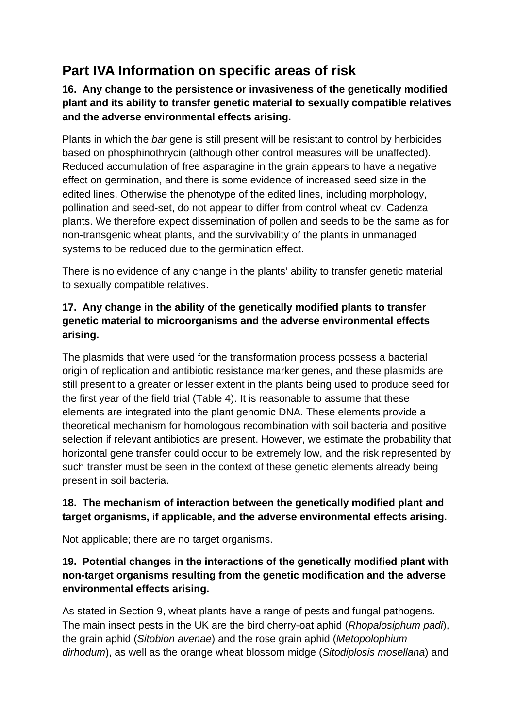## Part IVA Information on specific areas of risk

### 16. Any change to the persistence or invasiveness of the genetically modified plant and its ability to transfer genetic material to sexually compatible relatives and the adverse environmental effects arising.

Plants in which the *bar* gene is still present will be resistant to control by herbicides based on phosphinothrycin (although other control measures will be unaffected). Reduced accumulation of free asparagine in the grain appears to have a negative effect on germination, and there is some evidence of increased seed size in the edited lines. Otherwise the phenotype of the edited lines, including morphology, pollination and seed-set, do not appear to differ from control wheat cv. Cadenza plants. We therefore expect dissemination of pollen and seeds to be the same as for non-transgenic wheat plants, and the survivability of the plants in unmanaged systems to be reduced due to the germination effect.

There is no evidence of any change in the plants' ability to transfer genetic material to sexually compatible relatives.

### 17. Any change in the ability of the genetically modified plants to transfer genetic material to microorganisms and the adverse environmental effects arising.

The plasmids that were used for the transformation process possess a bacterial origin of replication and antibiotic resistance marker genes, and these plasmids are still present to a greater or lesser extent in the plants being used to produce seed for the first year of the field trial (Table 4). It is reasonable to assume that these elements are integrated into the plant genomic DNA. These elements provide a theoretical mechanism for homologous recombination with soil bacteria and positive selection if relevant antibiotics are present. However, we estimate the probability that horizontal gene transfer could occur to be extremely low, and the risk represented by such transfer must be seen in the context of these genetic elements already being present in soil bacteria.

### 18. The mechanism of interaction between the genetically modified plant and target organisms, if applicable, and the adverse environmental effects arising.

Not applicable; there are no target organisms.

### 19. Potential changes in the interactions of the genetically modified plant with non-target organisms resulting from the genetic modification and the adverse environmental effects arising.

As stated in Section 9, wheat plants have a range of pests and fungal pathogens. The main insect pests in the UK are the bird cherry-oat aphid (*Rhopalosiphum padi*), the grain aphid (*Sitobion avenae*) and the rose grain aphid (*Metopolophium dirhodum*), as well as the orange wheat blossom midge (*Sitodiplosis mosellana*) and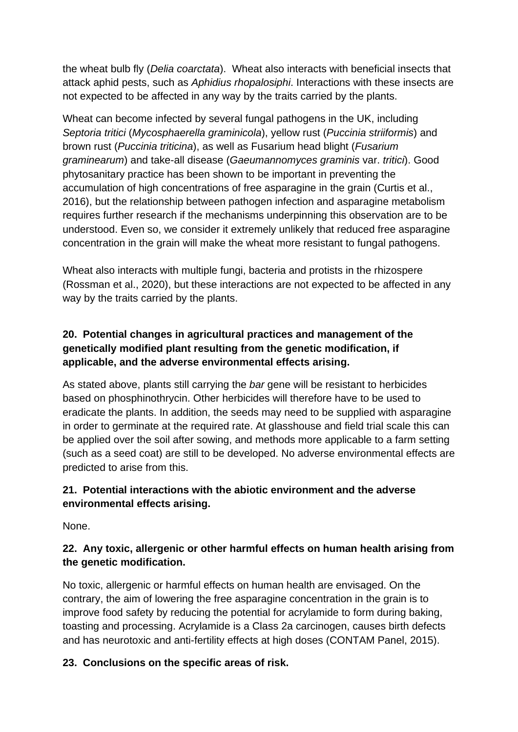the wheat bulb fly (*Delia coarctata*). Wheat also interacts with beneficial insects that attack aphid pests, such as *Aphidius rhopalosiphi*. Interactions with these insects are not expected to be affected in any way by the traits carried by the plants.

Wheat can become infected by several fungal pathogens in the UK, including *Septoria tritici* (*Mycosphaerella graminicola*), yellow rust (*Puccinia striiformis*) and brown rust (*Puccinia triticina*), as well as Fusarium head blight (*Fusarium graminearum*) and take-all disease (*Gaeumannomyces graminis* var. *tritici*). Good phytosanitary practice has been shown to be important in preventing the accumulation of high concentrations of free asparagine in the grain (Curtis et al., 2016), but the relationship between pathogen infection and asparagine metabolism requires further research if the mechanisms underpinning this observation are to be understood. Even so, we consider it extremely unlikely that reduced free asparagine concentration in the grain will make the wheat more resistant to fungal pathogens.

Wheat also interacts with multiple fungi, bacteria and protists in the rhizospere (Rossman et al., 2020), but these interactions are not expected to be affected in any way by the traits carried by the plants.

**20. Potential changes in agricultural practices and management of the genetically modified plant resulting from the genetic modification, if applicable, and the adverse environmental effects arising.**

As stated above, plants still carrying the *bar* gene will be resistant to herbicides based on phosphinothrycin. Other herbicides will therefore have to be used to eradicate the plants. In addition, the seeds may need to be supplied with asparagine in order to germinate at the required rate. At glasshouse and field trial scale this can be applied over the soil after sowing, and methods more applicable to a farm setting (such as a seed coat) are still to be developed. No adverse environmental effects are predicted to arise from this.

**21. Potential interactions with the abiotic environment and the adverse environmental effects arising.**

None.

**22. Any toxic, allergenic or other harmful effects on human health arising from the genetic modification.**

No toxic, allergenic or harmful effects on human health are envisaged. On the contrary, the aim of lowering the free asparagine concentration in the grain is to improve food safety by reducing the potential for acrylamide to form during baking, toasting and processing. Acrylamide is a Class 2a carcinogen, causes birth defects and has neurotoxic and anti-fertility effects at high doses (CONTAM Panel, 2015).

**23. Conclusions on the specific areas of risk.**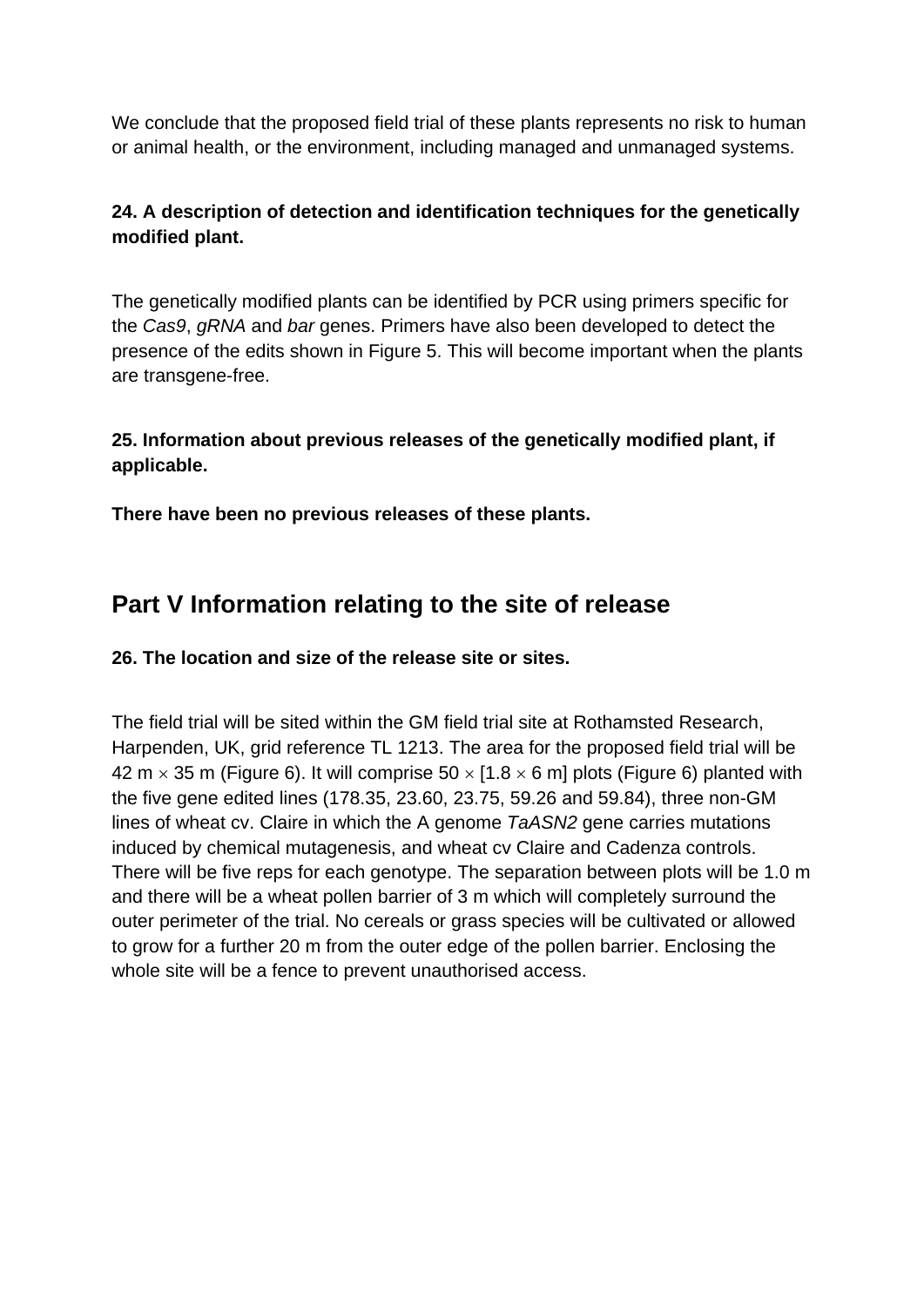We conclude that the proposed field trial of these plants represents no risk to human or animal health, or the environment, including managed and unmanaged systems.

**24. A description of detection and identification techniques for the genetically modified plant.**

The genetically modified plants can be identified by PCR using primers specific for the *Cas9*, *gRNA* and *bar* genes. Primers have also been developed to detect the presence of the edits shown in Figure 5. This will become important when the plants are transgene-free.

**25. Information about previous releases of the genetically modified plant, if applicable.**

**There have been no previous releases of these plants.**

## Part V Information relating to the site of release

**26. The location and size of the release site or sites.**

The field trial will be sited within the GM field trial site at Rothamsted Research, Harpenden, UK, grid reference TL 1213. The area for the proposed field trial will be 42 m $\times$ 35 m (Figure 6). It will comprise 50 $\times$ [1.8 $\times$ 6 m] plots (Figure 6) planted with the five gene edited lines (178.35, 23.60, 23.75, 59.26 and 59.84), three non-GM lines of wheat cv. Claire in which the A genome *TaASN2* gene carries mutations induced by chemical mutagenesis, and wheat cv Claire and Cadenza controls. There will be five reps for each genotype. The separation between plots will be 1.0 m and there will be a wheat pollen barrier of 3 m which will completely surround the outer perimeter of the trial. No cereals or grass species will be cultivated or allowed to grow for a further 20 m from the outer edge of the pollen barrier. Enclosing the whole site will be a fence to prevent unauthorised access.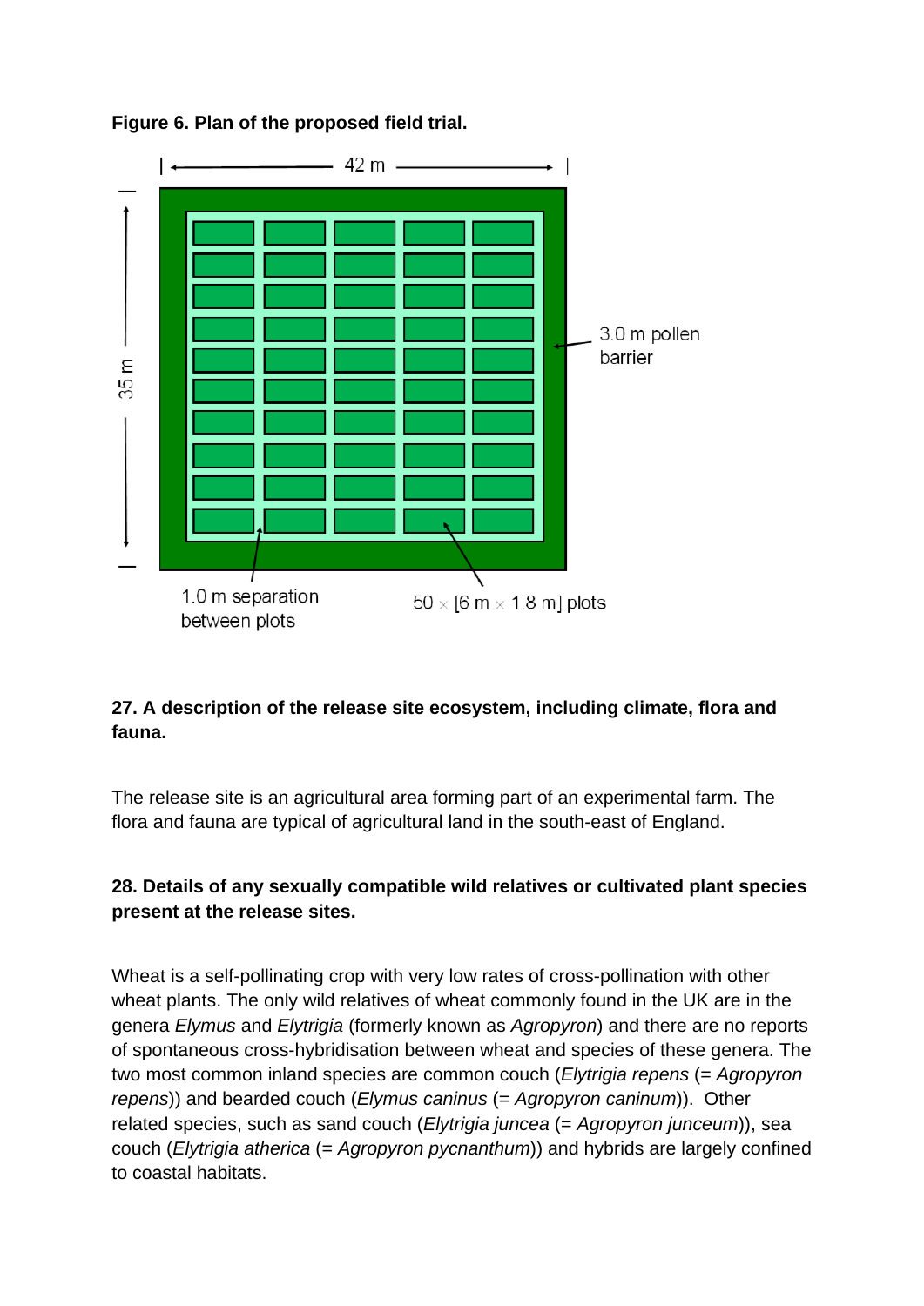**Figure 6. Plan of the proposed field trial.**

42 m

35 m

3.0 m pollen barrier

1.0 m separation between plots

50 × [6 m × 1.8 m] plots

**27. A description of the release site ecosystem, including climate, flora and fauna.**

The release site is an agricultural area forming part of an experimental farm. The flora and fauna are typical of agricultural land in the south-east of England.

**28. Details of any sexually compatible wild relatives or cultivated plant species present at the release sites.**

Wheat is a self-pollinating crop with very low rates of cross-pollination with other wheat plants. The only wild relatives of wheat commonly found in the UK are in the genera *Elymus* and *Elytrigia* (formerly known as *Agropyron*) and there are no reports of spontaneous cross-hybridisation between wheat and species of these genera. The two most common inland species are common couch (*Elytrigia repens* (= *Agropyron repens*)) and bearded couch (*Elymus caninus* (= *Agropyron caninum*)). Other related species, such as sand couch (*Elytrigia juncea* (= *Agropyron junceum*)), sea couch (*Elytrigia atherica* (= *Agropyron pycnanthum*)) and hybrids are largely confined to coastal habitats.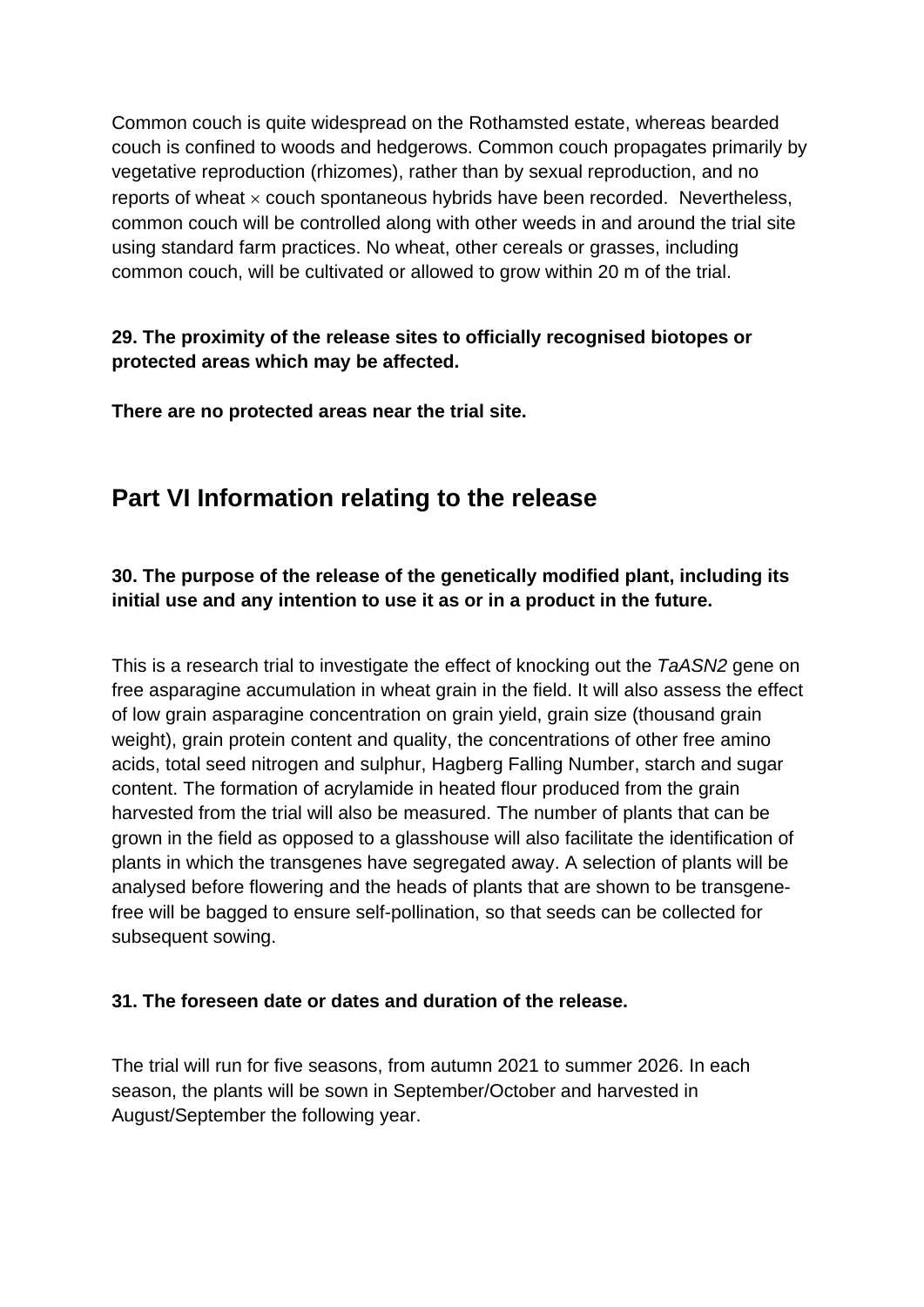Common couch is quite widespread on the Rothamsted estate, whereas bearded couch is confined to woods and hedgerows. Common couch propagates primarily by vegetative reproduction (rhizomes), rather than by sexual reproduction, and no reports of wheat × couch spontaneous hybrids have been recorded. Nevertheless, common couch will be controlled along with other weeds in and around the trial site using standard farm practices. No wheat, other cereals or grasses, including common couch, will be cultivated or allowed to grow within 20 m of the trial.

**29. The proximity of the release sites to officially recognised biotopes or protected areas which may be affected.**

**There are no protected areas near the trial site.**

## Part VI Information relating to the release

**30. The purpose of the release of the genetically modified plant, including its initial use and any intention to use it as or in a product in the future.**

This is a research trial to investigate the effect of knocking out the *TaASN2* gene on free asparagine accumulation in wheat grain in the field. It will also assess the effect of low grain asparagine concentration on grain yield, grain size (thousand grain weight), grain protein content and quality, the concentrations of other free amino acids, total seed nitrogen and sulphur, Hagberg Falling Number, starch and sugar content. The formation of acrylamide in heated flour produced from the grain harvested from the trial will also be measured. The number of plants that can be grown in the field as opposed to a glasshouse will also facilitate the identification of plants in which the transgenes have segregated away. A selection of plants will be analysed before flowering and the heads of plants that are shown to be transgene-free will be bagged to ensure self-pollination, so that seeds can be collected for subsequent sowing.

**31. The foreseen date or dates and duration of the release.**

The trial will run for five seasons, from autumn 2021 to summer 2026. In each season, the plants will be sown in September/October and harvested in August/September the following year.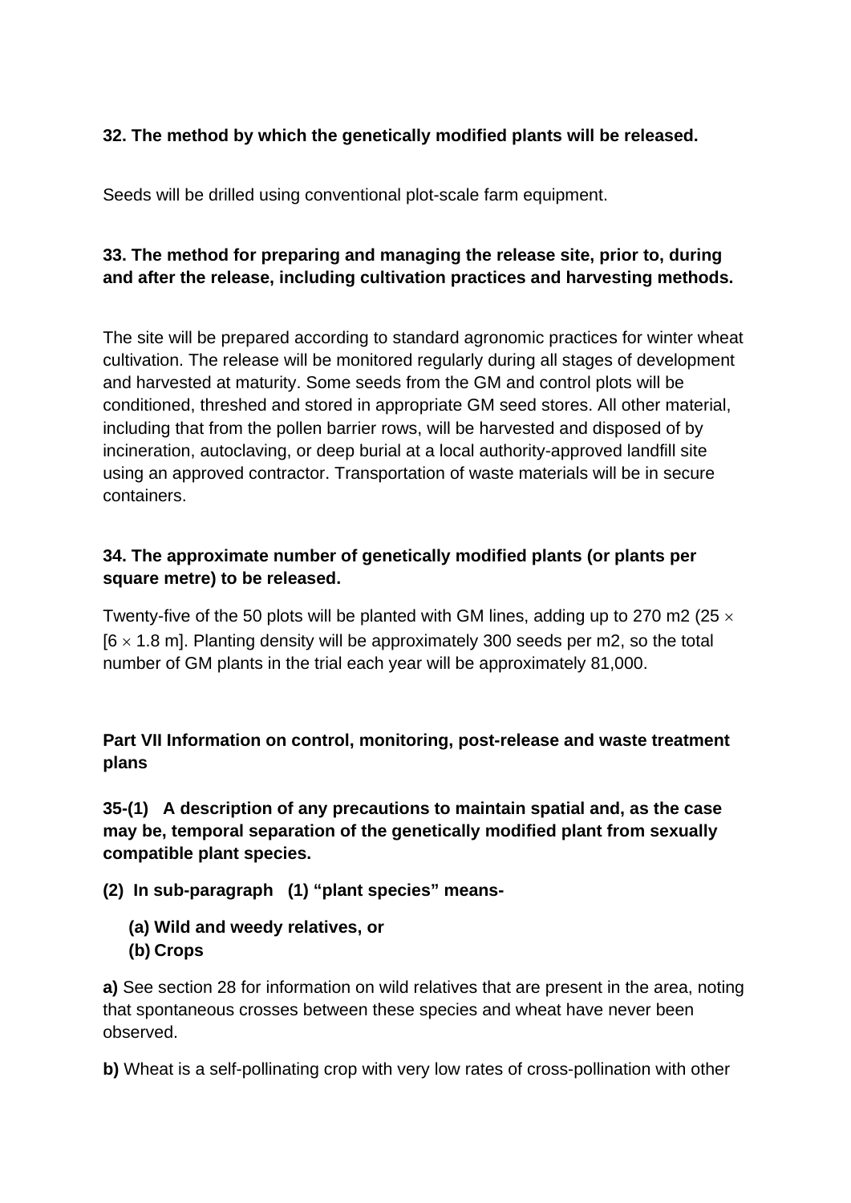**32. The method by which the genetically modified plants will be released.**

Seeds will be drilled using conventional plot-scale farm equipment.

**33. The method for preparing and managing the release site, prior to, during and after the release, including cultivation practices and harvesting methods.**

The site will be prepared according to standard agronomic practices for winter wheat cultivation. The release will be monitored regularly during all stages of development and harvested at maturity. Some seeds from the GM and control plots will be conditioned, threshed and stored in appropriate GM seed stores. All other material, including that from the pollen barrier rows, will be harvested and disposed of by incineration, autoclaving, or deep burial at a local authority-approved landfill site using an approved contractor. Transportation of waste materials will be in secure containers.

**34. The approximate number of genetically modified plants (or plants per square metre) to be released.**

Twenty-five of the 50 plots will be planted with GM lines, adding up to 270 m2 (25 × [6 × 1.8 m]. Planting density will be approximately 300 seeds per m2, so the total number of GM plants in the trial each year will be approximately 81,000.

**Part VII Information on control, monitoring, post-release and waste treatment plans**

**35-(1) A description of any precautions to maintain spatial and, as the case may be, temporal separation of the genetically modified plant from sexually compatible plant species.**

**(2) In sub-paragraph (1) "plant species" means-**

**(a) Wild and weedy relatives, or**
**(b) Crops**

**a)** See section 28 for information on wild relatives that are present in the area, noting that spontaneous crosses between these species and wheat have never been observed.

**b)** Wheat is a self-pollinating crop with very low rates of cross-pollination with other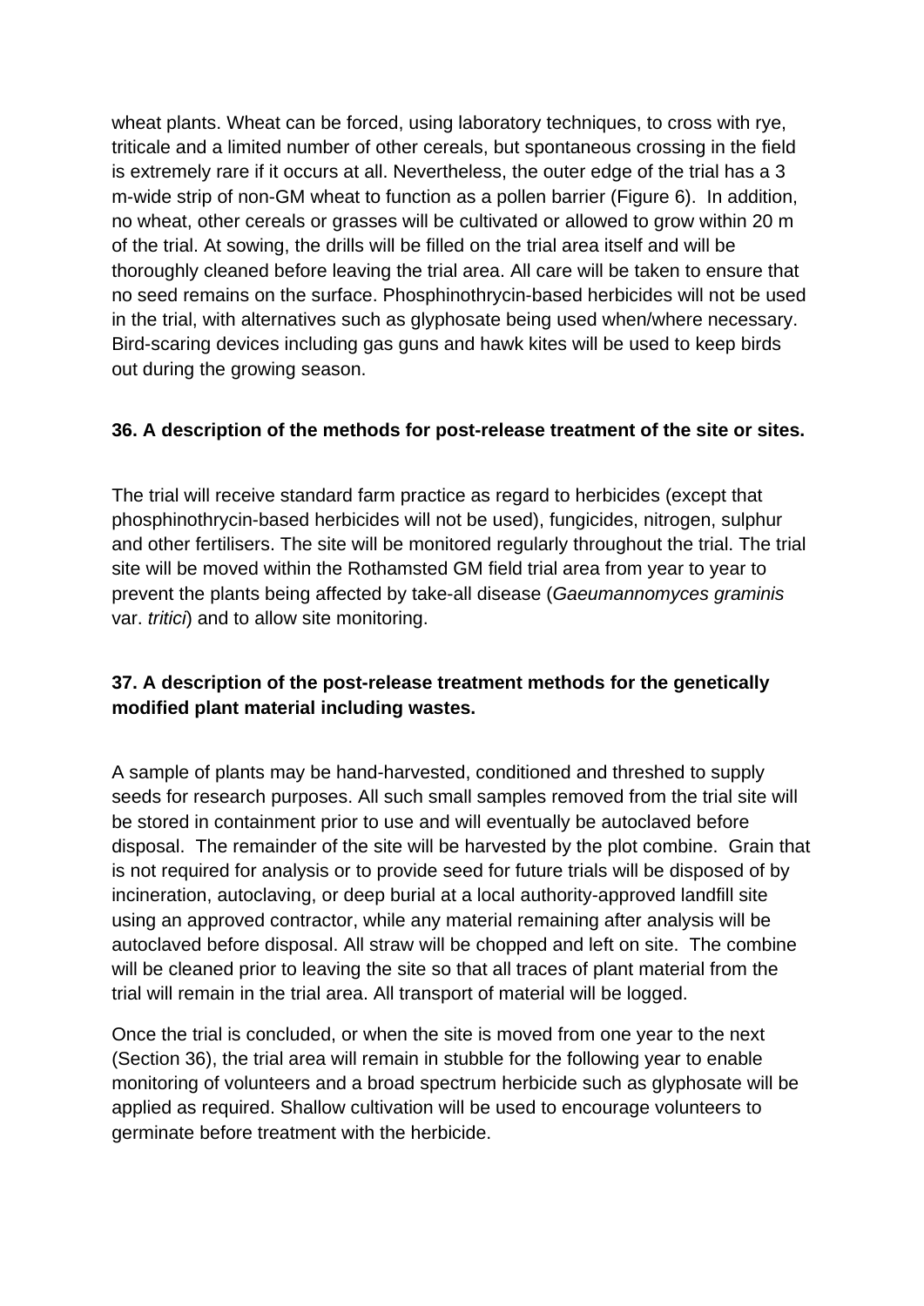wheat plants. Wheat can be forced, using laboratory techniques, to cross with rye, triticale and a limited number of other cereals, but spontaneous crossing in the field is extremely rare if it occurs at all. Nevertheless, the outer edge of the trial has a 3 m-wide strip of non-GM wheat to function as a pollen barrier (Figure 6). In addition, no wheat, other cereals or grasses will be cultivated or allowed to grow within 20 m of the trial. At sowing, the drills will be filled on the trial area itself and will be thoroughly cleaned before leaving the trial area. All care will be taken to ensure that no seed remains on the surface. Phosphinothrycin-based herbicides will not be used in the trial, with alternatives such as glyphosate being used when/where necessary. Bird-scaring devices including gas guns and hawk kites will be used to keep birds out during the growing season.

**36. A description of the methods for post-release treatment of the site or sites.**

The trial will receive standard farm practice as regard to herbicides (except that phosphinothrycin-based herbicides will not be used), fungicides, nitrogen, sulphur and other fertilisers. The site will be monitored regularly throughout the trial. The trial site will be moved within the Rothamsted GM field trial area from year to year to prevent the plants being affected by take-all disease (*Gaeumannomyces graminis* var. *tritici*) and to allow site monitoring.

**37. A description of the post-release treatment methods for the genetically modified plant material including wastes.**

A sample of plants may be hand-harvested, conditioned and threshed to supply seeds for research purposes. All such small samples removed from the trial site will be stored in containment prior to use and will eventually be autoclaved before disposal. The remainder of the site will be harvested by the plot combine. Grain that is not required for analysis or to provide seed for future trials will be disposed of by incineration, autoclaving, or deep burial at a local authority-approved landfill site using an approved contractor, while any material remaining after analysis will be autoclaved before disposal. All straw will be chopped and left on site. The combine will be cleaned prior to leaving the site so that all traces of plant material from the trial will remain in the trial area. All transport of material will be logged.

Once the trial is concluded, or when the site is moved from one year to the next (Section 36), the trial area will remain in stubble for the following year to enable monitoring of volunteers and a broad spectrum herbicide such as glyphosate will be applied as required. Shallow cultivation will be used to encourage volunteers to germinate before treatment with the herbicide.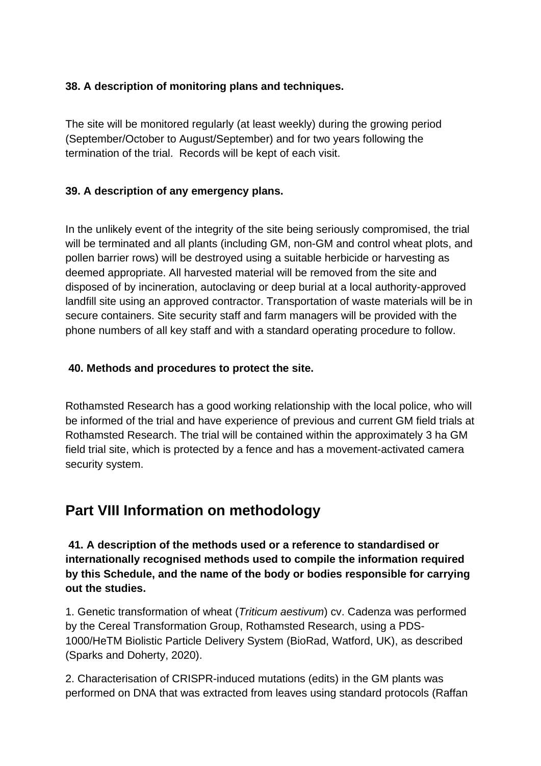**38. A description of monitoring plans and techniques.**

The site will be monitored regularly (at least weekly) during the growing period (September/October to August/September) and for two years following the termination of the trial. Records will be kept of each visit.

**39. A description of any emergency plans.**

In the unlikely event of the integrity of the site being seriously compromised, the trial will be terminated and all plants (including GM, non-GM and control wheat plots, and pollen barrier rows) will be destroyed using a suitable herbicide or harvesting as deemed appropriate. All harvested material will be removed from the site and disposed of by incineration, autoclaving or deep burial at a local authority-approved landfill site using an approved contractor. Transportation of waste materials will be in secure containers. Site security staff and farm managers will be provided with the phone numbers of all key staff and with a standard operating procedure to follow.

**40. Methods and procedures to protect the site.**

Rothamsted Research has a good working relationship with the local police, who will be informed of the trial and have experience of previous and current GM field trials at Rothamsted Research. The trial will be contained within the approximately 3 ha GM field trial site, which is protected by a fence and has a movement-activated camera security system.

## Part VIII Information on methodology

**41. A description of the methods used or a reference to standardised or internationally recognised methods used to compile the information required by this Schedule, and the name of the body or bodies responsible for carrying out the studies.**

1. Genetic transformation of wheat (*Triticum aestivum*) cv. Cadenza was performed by the Cereal Transformation Group, Rothamsted Research, using a PDS-1000/HeTM Biolistic Particle Delivery System (BioRad, Watford, UK), as described (Sparks and Doherty, 2020).

2. Characterisation of CRISPR-induced mutations (edits) in the GM plants was performed on DNA that was extracted from leaves using standard protocols (Raffan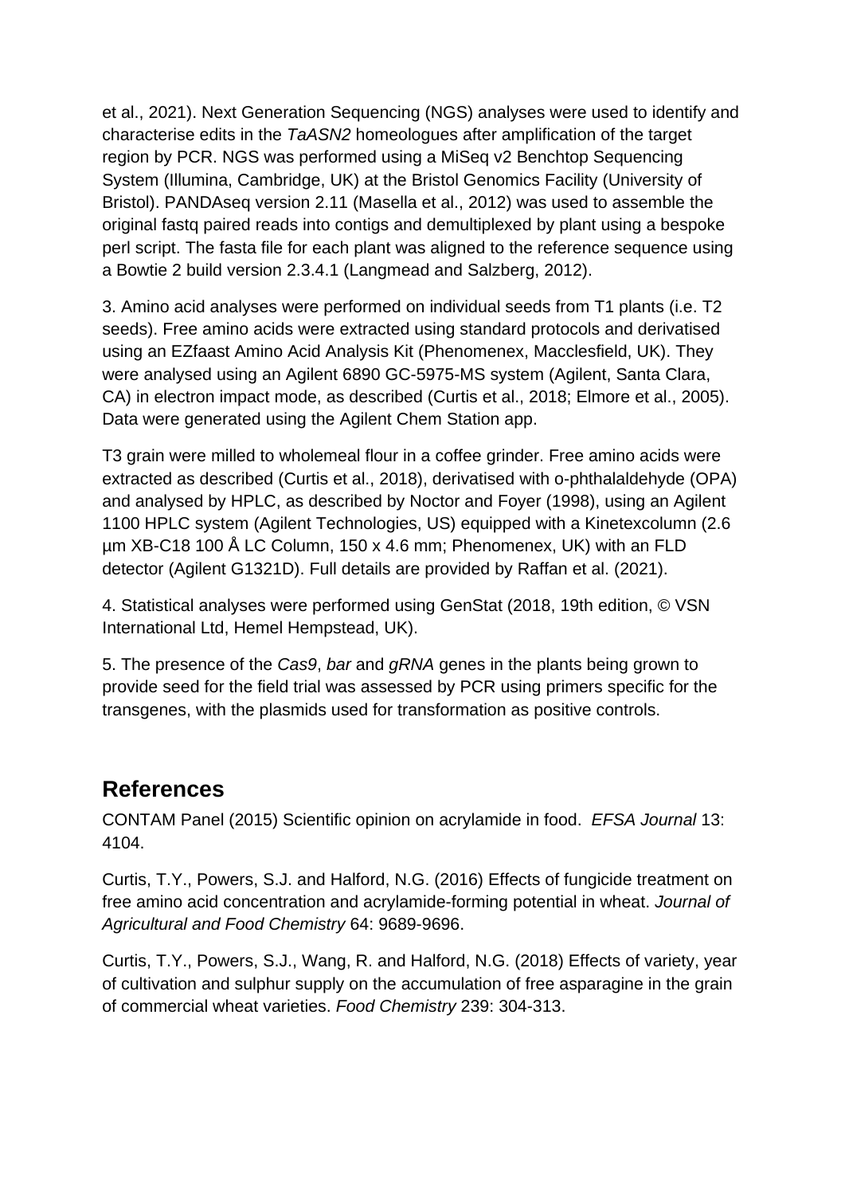et al., 2021). Next Generation Sequencing (NGS) analyses were used to identify and characterise edits in the *TaASN2* homeologues after amplification of the target region by PCR. NGS was performed using a MiSeq v2 Benchtop Sequencing System (Illumina, Cambridge, UK) at the Bristol Genomics Facility (University of Bristol). PANDAseq version 2.11 (Masella et al., 2012) was used to assemble the original fastq paired reads into contigs and demultiplexed by plant using a bespoke perl script. The fasta file for each plant was aligned to the reference sequence using a Bowtie 2 build version 2.3.4.1 (Langmead and Salzberg, 2012).

3. Amino acid analyses were performed on individual seeds from T1 plants (i.e. T2 seeds). Free amino acids were extracted using standard protocols and derivatised using an EZfaast Amino Acid Analysis Kit (Phenomenex, Macclesfield, UK). They were analysed using an Agilent 6890 GC-5975-MS system (Agilent, Santa Clara, CA) in electron impact mode, as described (Curtis et al., 2018; Elmore et al., 2005). Data were generated using the Agilent Chem Station app.

T3 grain were milled to wholemeal flour in a coffee grinder. Free amino acids were extracted as described (Curtis et al., 2018), derivatised with o-phthalaldehyde (OPA) and analysed by HPLC, as described by Noctor and Foyer (1998), using an Agilent 1100 HPLC system (Agilent Technologies, US) equipped with a Kinetexcolumn (2.6 µm XB-C18 100 Å LC Column, 150 x 4.6 mm; Phenomenex, UK) with an FLD detector (Agilent G1321D). Full details are provided by Raffan et al. (2021).

4. Statistical analyses were performed using GenStat (2018, 19th edition, © VSN International Ltd, Hemel Hempstead, UK).

5. The presence of the *Cas9*, *bar* and *gRNA* genes in the plants being grown to provide seed for the field trial was assessed by PCR using primers specific for the transgenes, with the plasmids used for transformation as positive controls.

## References

CONTAM Panel (2015) Scientific opinion on acrylamide in food. *EFSA Journal* 13: 4104.

Curtis, T.Y., Powers, S.J. and Halford, N.G. (2016) Effects of fungicide treatment on free amino acid concentration and acrylamide-forming potential in wheat. *Journal of Agricultural and Food Chemistry* 64: 9689-9696.

Curtis, T.Y., Powers, S.J., Wang, R. and Halford, N.G. (2018) Effects of variety, year of cultivation and sulphur supply on the accumulation of free asparagine in the grain of commercial wheat varieties. *Food Chemistry* 239: 304-313.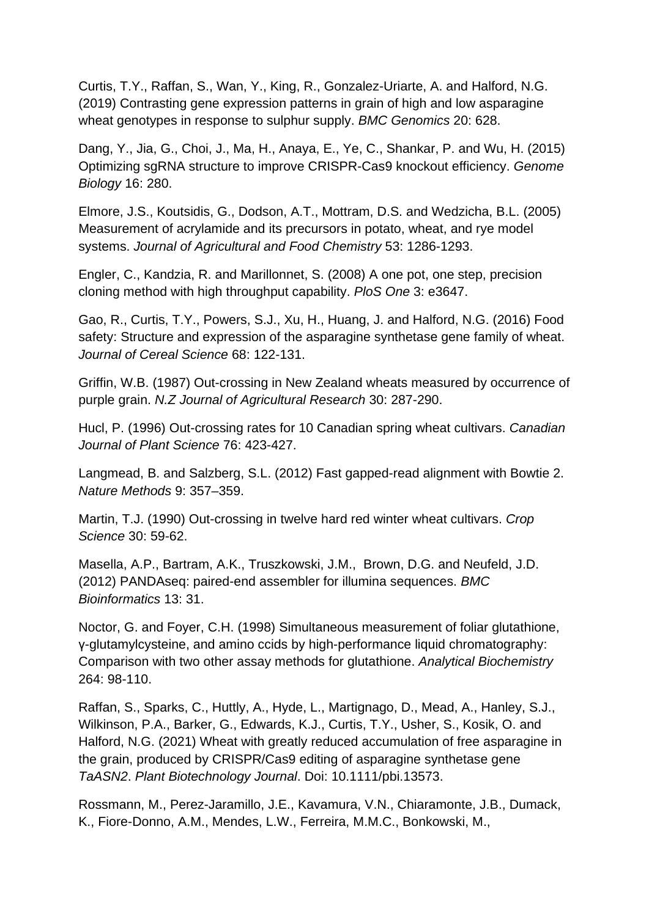Curtis, T.Y., Raffan, S., Wan, Y., King, R., Gonzalez-Uriarte, A. and Halford, N.G. (2019) Contrasting gene expression patterns in grain of high and low asparagine wheat genotypes in response to sulphur supply. *BMC Genomics* 20: 628.

Dang, Y., Jia, G., Choi, J., Ma, H., Anaya, E., Ye, C., Shankar, P. and Wu, H. (2015) Optimizing sgRNA structure to improve CRISPR-Cas9 knockout efficiency. *Genome Biology* 16: 280.

Elmore, J.S., Koutsidis, G., Dodson, A.T., Mottram, D.S. and Wedzicha, B.L. (2005) Measurement of acrylamide and its precursors in potato, wheat, and rye model systems. *Journal of Agricultural and Food Chemistry* 53: 1286-1293.

Engler, C., Kandzia, R. and Marillonnet, S. (2008) A one pot, one step, precision cloning method with high throughput capability. *PloS One* 3: e3647.

Gao, R., Curtis, T.Y., Powers, S.J., Xu, H., Huang, J. and Halford, N.G. (2016) Food safety: Structure and expression of the asparagine synthetase gene family of wheat. *Journal of Cereal Science* 68: 122-131.

Griffin, W.B. (1987) Out-crossing in New Zealand wheats measured by occurrence of purple grain. *N.Z Journal of Agricultural Research* 30: 287-290.

Hucl, P. (1996) Out-crossing rates for 10 Canadian spring wheat cultivars. *Canadian Journal of Plant Science* 76: 423-427.

Langmead, B. and Salzberg, S.L. (2012) Fast gapped-read alignment with Bowtie 2. *Nature Methods* 9: 357–359.

Martin, T.J. (1990) Out-crossing in twelve hard red winter wheat cultivars. *Crop Science* 30: 59-62.

Masella, A.P., Bartram, A.K., Truszkowski, J.M., Brown, D.G. and Neufeld, J.D. (2012) PANDAseq: paired-end assembler for illumina sequences. *BMC Bioinformatics* 13: 31.

Noctor, G. and Foyer, C.H. (1998) Simultaneous measurement of foliar glutathione, γ-glutamylcysteine, and amino ccids by high-performance liquid chromatography: Comparison with two other assay methods for glutathione. *Analytical Biochemistry* 264: 98-110.

Raffan, S., Sparks, C., Huttly, A., Hyde, L., Martignago, D., Mead, A., Hanley, S.J., Wilkinson, P.A., Barker, G., Edwards, K.J., Curtis, T.Y., Usher, S., Kosik, O. and Halford, N.G. (2021) Wheat with greatly reduced accumulation of free asparagine in the grain, produced by CRISPR/Cas9 editing of asparagine synthetase gene *TaASN2*. *Plant Biotechnology Journal*. Doi: 10.1111/pbi.13573.

Rossmann, M., Perez-Jaramillo, J.E., Kavamura, V.N., Chiaramonte, J.B., Dumack, K., Fiore-Donno, A.M., Mendes, L.W., Ferreira, M.M.C., Bonkowski, M.,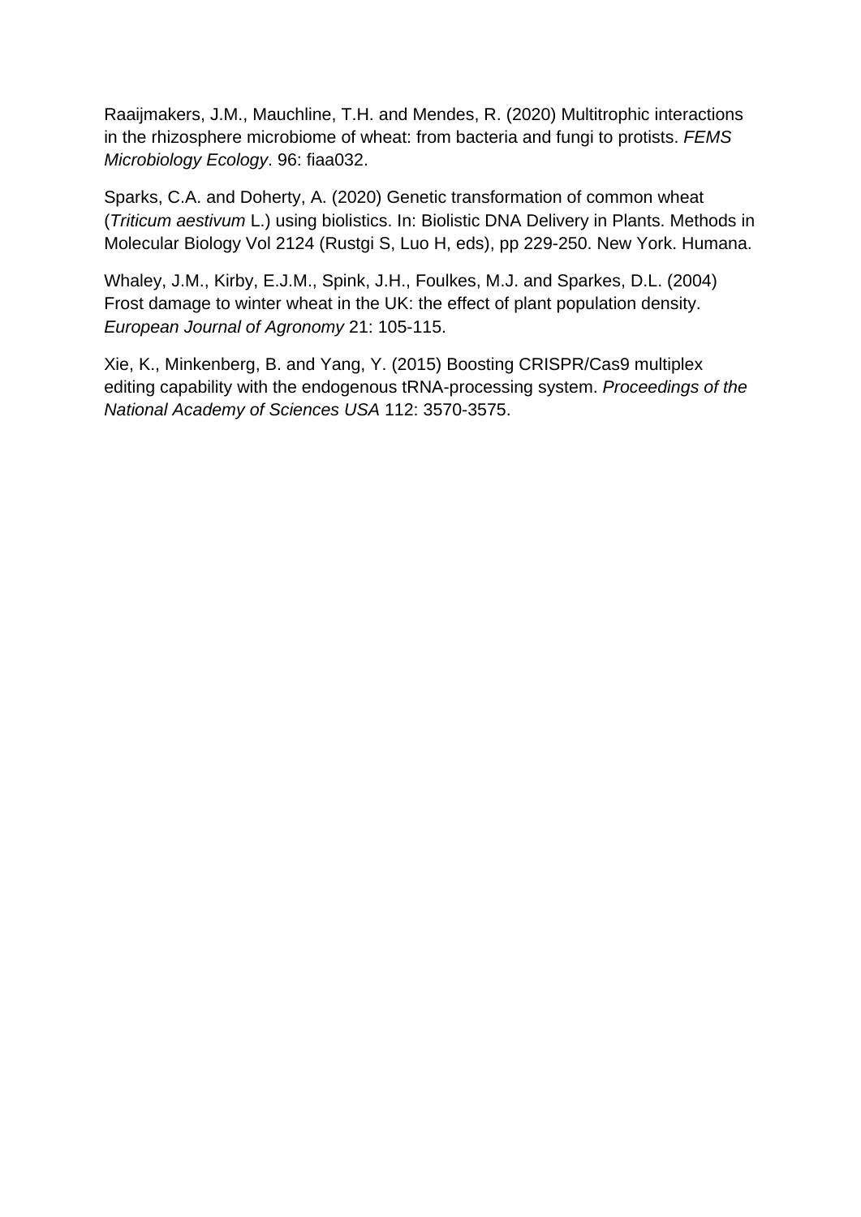Raaijmakers, J.M., Mauchline, T.H. and Mendes, R. (2020) Multitrophic interactions in the rhizosphere microbiome of wheat: from bacteria and fungi to protists. *FEMS Microbiology Ecology*. 96: fiaa032.

Sparks, C.A. and Doherty, A. (2020) Genetic transformation of common wheat (*Triticum aestivum* L.) using biolistics. In: Biolistic DNA Delivery in Plants. Methods in Molecular Biology Vol 2124 (Rustgi S, Luo H, eds), pp 229-250. New York. Humana.

Whaley, J.M., Kirby, E.J.M., Spink, J.H., Foulkes, M.J. and Sparkes, D.L. (2004) Frost damage to winter wheat in the UK: the effect of plant population density. *European Journal of Agronomy* 21: 105-115.

Xie, K., Minkenberg, B. and Yang, Y. (2015) Boosting CRISPR/Cas9 multiplex editing capability with the endogenous tRNA-processing system. *Proceedings of the National Academy of Sciences USA* 112: 3570-3575.